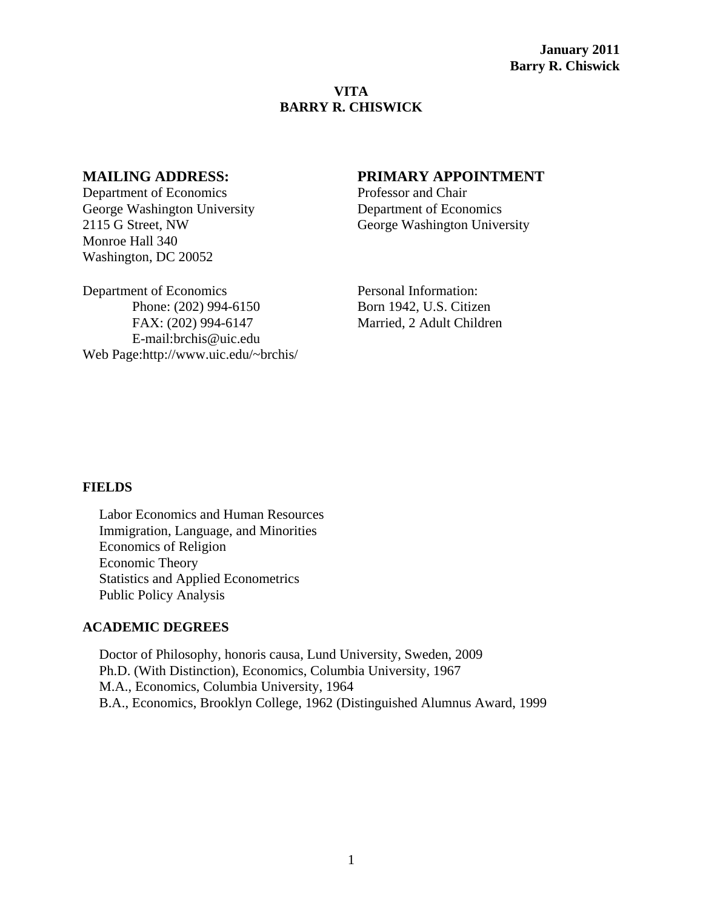**January 2011**
**Barry R. Chiswick**

# VITA
# BARRY R. CHISWICK

## MAILING ADDRESS:

Department of Economics
George Washington University
2115 G Street, NW
Monroe Hall 340
Washington, DC 20052

## PRIMARY APPOINTMENT

Professor and Chair
Department of Economics
George Washington University

Department of Economics
Phone: (202) 994-6150
FAX: (202) 994-6147
E-mail:brchis@uic.edu
Web Page:http://www.uic.edu/~brchis/

Personal Information:
Born 1942, U.S. Citizen
Married, 2 Adult Children

## FIELDS

Labor Economics and Human Resources
Immigration, Language, and Minorities
Economics of Religion
Economic Theory
Statistics and Applied Econometrics
Public Policy Analysis

## ACADEMIC DEGREES

Doctor of Philosophy, honoris causa, Lund University, Sweden, 2009
Ph.D. (With Distinction), Economics, Columbia University, 1967
M.A., Economics, Columbia University, 1964
B.A., Economics, Brooklyn College, 1962 (Distinguished Alumnus Award, 1999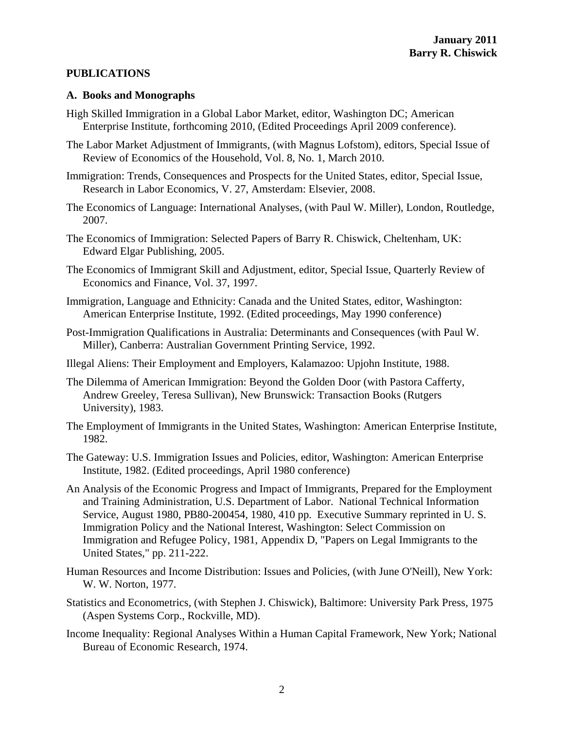## PUBLICATIONS

### A. Books and Monographs

High Skilled Immigration in a Global Labor Market, editor, Washington DC; American Enterprise Institute, forthcoming 2010, (Edited Proceedings April 2009 conference).

The Labor Market Adjustment of Immigrants, (with Magnus Lofstom), editors, Special Issue of Review of Economics of the Household, Vol. 8, No. 1, March 2010.

Immigration: Trends, Consequences and Prospects for the United States, editor, Special Issue, Research in Labor Economics, V. 27, Amsterdam: Elsevier, 2008.

The Economics of Language: International Analyses, (with Paul W. Miller), London, Routledge, 2007.

The Economics of Immigration: Selected Papers of Barry R. Chiswick, Cheltenham, UK: Edward Elgar Publishing, 2005.

The Economics of Immigrant Skill and Adjustment, editor, Special Issue, Quarterly Review of Economics and Finance, Vol. 37, 1997.

Immigration, Language and Ethnicity: Canada and the United States, editor, Washington: American Enterprise Institute, 1992. (Edited proceedings, May 1990 conference)

Post-Immigration Qualifications in Australia: Determinants and Consequences (with Paul W. Miller), Canberra: Australian Government Printing Service, 1992.

Illegal Aliens: Their Employment and Employers, Kalamazoo: Upjohn Institute, 1988.

The Dilemma of American Immigration: Beyond the Golden Door (with Pastora Cafferty, Andrew Greeley, Teresa Sullivan), New Brunswick: Transaction Books (Rutgers University), 1983.

The Employment of Immigrants in the United States, Washington: American Enterprise Institute, 1982.

The Gateway: U.S. Immigration Issues and Policies, editor, Washington: American Enterprise Institute, 1982. (Edited proceedings, April 1980 conference)

An Analysis of the Economic Progress and Impact of Immigrants, Prepared for the Employment and Training Administration, U.S. Department of Labor. National Technical Information Service, August 1980, PB80-200454, 1980, 410 pp. Executive Summary reprinted in U. S. Immigration Policy and the National Interest, Washington: Select Commission on Immigration and Refugee Policy, 1981, Appendix D, "Papers on Legal Immigrants to the United States," pp. 211-222.

Human Resources and Income Distribution: Issues and Policies, (with June O'Neill), New York: W. W. Norton, 1977.

Statistics and Econometrics, (with Stephen J. Chiswick), Baltimore: University Park Press, 1975 (Aspen Systems Corp., Rockville, MD).

Income Inequality: Regional Analyses Within a Human Capital Framework, New York; National Bureau of Economic Research, 1974.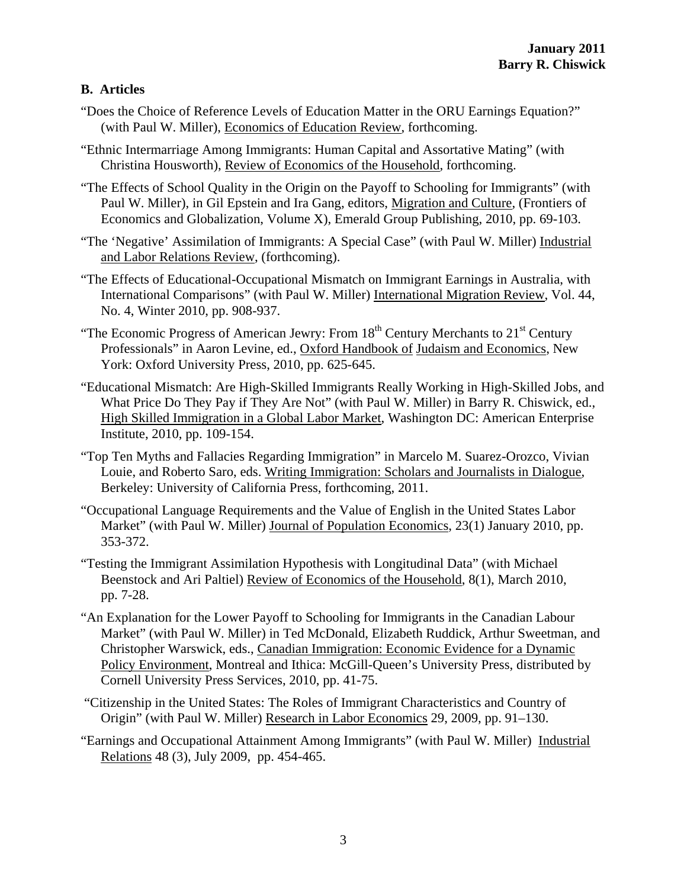## B. Articles

"Does the Choice of Reference Levels of Education Matter in the ORU Earnings Equation?" (with Paul W. Miller), Economics of Education Review, forthcoming.

"Ethnic Intermarriage Among Immigrants: Human Capital and Assortative Mating" (with Christina Housworth), Review of Economics of the Household, forthcoming.

"The Effects of School Quality in the Origin on the Payoff to Schooling for Immigrants" (with Paul W. Miller), in Gil Epstein and Ira Gang, editors, Migration and Culture, (Frontiers of Economics and Globalization, Volume X), Emerald Group Publishing, 2010, pp. 69-103.

"The 'Negative' Assimilation of Immigrants: A Special Case" (with Paul W. Miller) Industrial and Labor Relations Review, (forthcoming).

"The Effects of Educational-Occupational Mismatch on Immigrant Earnings in Australia, with International Comparisons" (with Paul W. Miller) International Migration Review, Vol. 44, No. 4, Winter 2010, pp. 908-937.

"The Economic Progress of American Jewry: From 18th Century Merchants to 21st Century Professionals" in Aaron Levine, ed., Oxford Handbook of Judaism and Economics, New York: Oxford University Press, 2010, pp. 625-645.

"Educational Mismatch: Are High-Skilled Immigrants Really Working in High-Skilled Jobs, and What Price Do They Pay if They Are Not" (with Paul W. Miller) in Barry R. Chiswick, ed., High Skilled Immigration in a Global Labor Market, Washington DC: American Enterprise Institute, 2010, pp. 109-154.

"Top Ten Myths and Fallacies Regarding Immigration" in Marcelo M. Suarez-Orozco, Vivian Louie, and Roberto Saro, eds. Writing Immigration: Scholars and Journalists in Dialogue, Berkeley: University of California Press, forthcoming, 2011.

"Occupational Language Requirements and the Value of English in the United States Labor Market" (with Paul W. Miller) Journal of Population Economics, 23(1) January 2010, pp. 353-372.

"Testing the Immigrant Assimilation Hypothesis with Longitudinal Data" (with Michael Beenstock and Ari Paltiel) Review of Economics of the Household, 8(1), March 2010, pp. 7-28.

"An Explanation for the Lower Payoff to Schooling for Immigrants in the Canadian Labour Market" (with Paul W. Miller) in Ted McDonald, Elizabeth Ruddick, Arthur Sweetman, and Christopher Warswick, eds., Canadian Immigration: Economic Evidence for a Dynamic Policy Environment, Montreal and Ithica: McGill-Queen's University Press, distributed by Cornell University Press Services, 2010, pp. 41-75.

"Citizenship in the United States: The Roles of Immigrant Characteristics and Country of Origin" (with Paul W. Miller) Research in Labor Economics 29, 2009, pp. 91–130.

"Earnings and Occupational Attainment Among Immigrants" (with Paul W. Miller) Industrial Relations 48 (3), July 2009, pp. 454-465.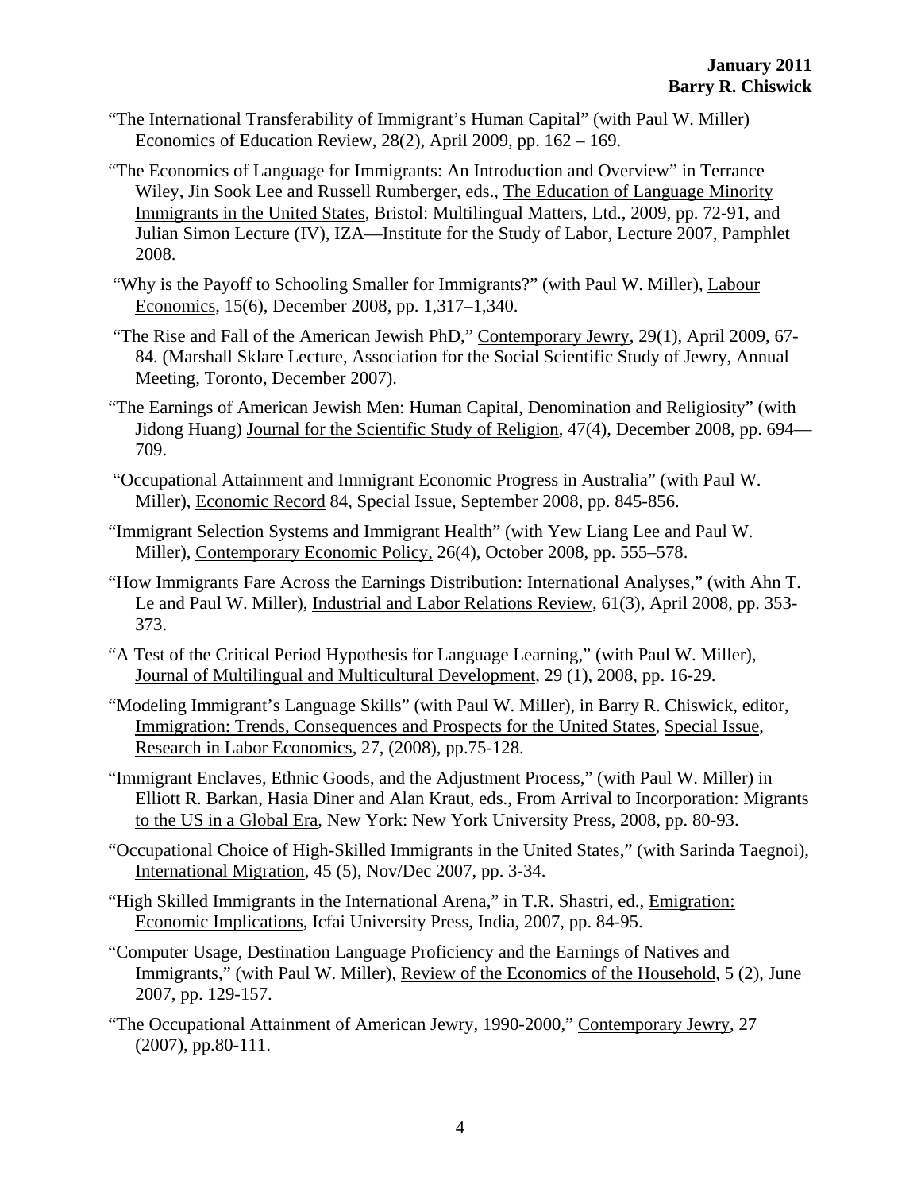"The International Transferability of Immigrant's Human Capital" (with Paul W. Miller) Economics of Education Review, 28(2), April 2009, pp. 162 – 169.

"The Economics of Language for Immigrants: An Introduction and Overview" in Terrance Wiley, Jin Sook Lee and Russell Rumberger, eds., The Education of Language Minority Immigrants in the United States, Bristol: Multilingual Matters, Ltd., 2009, pp. 72-91, and Julian Simon Lecture (IV), IZA—Institute for the Study of Labor, Lecture 2007, Pamphlet 2008.

"Why is the Payoff to Schooling Smaller for Immigrants?" (with Paul W. Miller), Labour Economics, 15(6), December 2008, pp. 1,317–1,340.

"The Rise and Fall of the American Jewish PhD," Contemporary Jewry, 29(1), April 2009, 67-84. (Marshall Sklare Lecture, Association for the Social Scientific Study of Jewry, Annual Meeting, Toronto, December 2007).

"The Earnings of American Jewish Men: Human Capital, Denomination and Religiosity" (with Jidong Huang) Journal for the Scientific Study of Religion, 47(4), December 2008, pp. 694—709.

"Occupational Attainment and Immigrant Economic Progress in Australia" (with Paul W. Miller), Economic Record 84, Special Issue, September 2008, pp. 845-856.

"Immigrant Selection Systems and Immigrant Health" (with Yew Liang Lee and Paul W. Miller), Contemporary Economic Policy, 26(4), October 2008, pp. 555–578.

"How Immigrants Fare Across the Earnings Distribution: International Analyses," (with Ahn T. Le and Paul W. Miller), Industrial and Labor Relations Review, 61(3), April 2008, pp. 353-373.

"A Test of the Critical Period Hypothesis for Language Learning," (with Paul W. Miller), Journal of Multilingual and Multicultural Development, 29 (1), 2008, pp. 16-29.

"Modeling Immigrant's Language Skills" (with Paul W. Miller), in Barry R. Chiswick, editor, Immigration: Trends, Consequences and Prospects for the United States, Special Issue, Research in Labor Economics, 27, (2008), pp.75-128.

"Immigrant Enclaves, Ethnic Goods, and the Adjustment Process," (with Paul W. Miller) in Elliott R. Barkan, Hasia Diner and Alan Kraut, eds., From Arrival to Incorporation: Migrants to the US in a Global Era, New York: New York University Press, 2008, pp. 80-93.

"Occupational Choice of High-Skilled Immigrants in the United States," (with Sarinda Taegnoi), International Migration, 45 (5), Nov/Dec 2007, pp. 3-34.

"High Skilled Immigrants in the International Arena," in T.R. Shastri, ed., Emigration: Economic Implications, Icfai University Press, India, 2007, pp. 84-95.

"Computer Usage, Destination Language Proficiency and the Earnings of Natives and Immigrants," (with Paul W. Miller), Review of the Economics of the Household, 5 (2), June 2007, pp. 129-157.

"The Occupational Attainment of American Jewry, 1990-2000," Contemporary Jewry, 27 (2007), pp.80-111.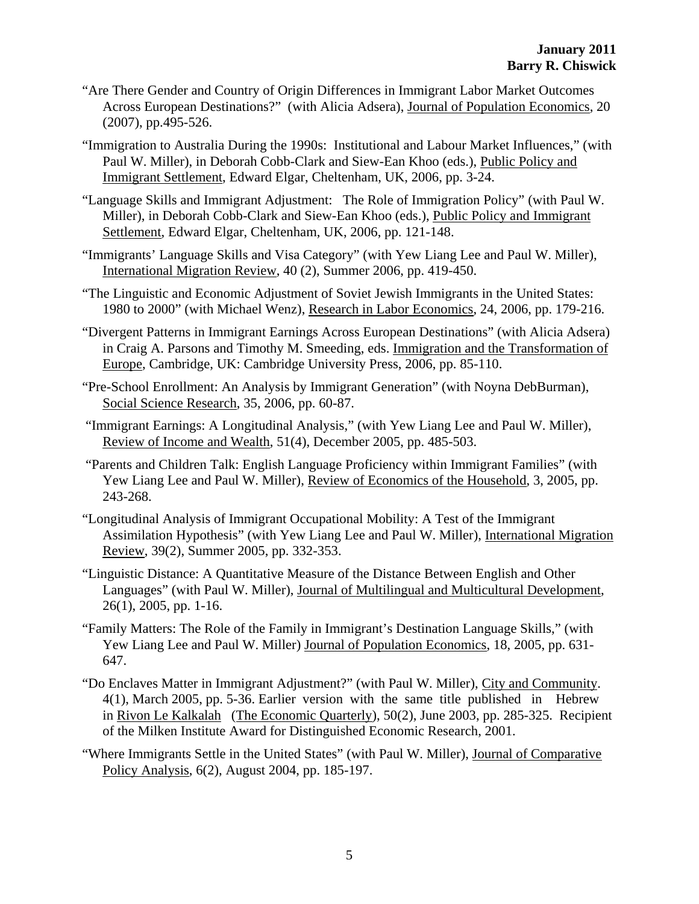"Are There Gender and Country of Origin Differences in Immigrant Labor Market Outcomes Across European Destinations?" (with Alicia Adsera), Journal of Population Economics, 20 (2007), pp.495-526.

"Immigration to Australia During the 1990s: Institutional and Labour Market Influences," (with Paul W. Miller), in Deborah Cobb-Clark and Siew-Ean Khoo (eds.), Public Policy and Immigrant Settlement, Edward Elgar, Cheltenham, UK, 2006, pp. 3-24.

"Language Skills and Immigrant Adjustment: The Role of Immigration Policy" (with Paul W. Miller), in Deborah Cobb-Clark and Siew-Ean Khoo (eds.), Public Policy and Immigrant Settlement, Edward Elgar, Cheltenham, UK, 2006, pp. 121-148.

"Immigrants' Language Skills and Visa Category" (with Yew Liang Lee and Paul W. Miller), International Migration Review, 40 (2), Summer 2006, pp. 419-450.

"The Linguistic and Economic Adjustment of Soviet Jewish Immigrants in the United States: 1980 to 2000" (with Michael Wenz), Research in Labor Economics, 24, 2006, pp. 179-216.

"Divergent Patterns in Immigrant Earnings Across European Destinations" (with Alicia Adsera) in Craig A. Parsons and Timothy M. Smeeding, eds. Immigration and the Transformation of Europe, Cambridge, UK: Cambridge University Press, 2006, pp. 85-110.

"Pre-School Enrollment: An Analysis by Immigrant Generation" (with Noyna DebBurman), Social Science Research, 35, 2006, pp. 60-87.

"Immigrant Earnings: A Longitudinal Analysis," (with Yew Liang Lee and Paul W. Miller), Review of Income and Wealth, 51(4), December 2005, pp. 485-503.

"Parents and Children Talk: English Language Proficiency within Immigrant Families" (with Yew Liang Lee and Paul W. Miller), Review of Economics of the Household, 3, 2005, pp. 243-268.

"Longitudinal Analysis of Immigrant Occupational Mobility: A Test of the Immigrant Assimilation Hypothesis" (with Yew Liang Lee and Paul W. Miller), International Migration Review, 39(2), Summer 2005, pp. 332-353.

"Linguistic Distance: A Quantitative Measure of the Distance Between English and Other Languages" (with Paul W. Miller), Journal of Multilingual and Multicultural Development, 26(1), 2005, pp. 1-16.

"Family Matters: The Role of the Family in Immigrant's Destination Language Skills," (with Yew Liang Lee and Paul W. Miller) Journal of Population Economics, 18, 2005, pp. 631-647.

"Do Enclaves Matter in Immigrant Adjustment?" (with Paul W. Miller), City and Community. 4(1), March 2005, pp. 5-36. Earlier version with the same title published in Hebrew in Rivon Le Kalkalah (The Economic Quarterly), 50(2), June 2003, pp. 285-325. Recipient of the Milken Institute Award for Distinguished Economic Research, 2001.

"Where Immigrants Settle in the United States" (with Paul W. Miller), Journal of Comparative Policy Analysis, 6(2), August 2004, pp. 185-197.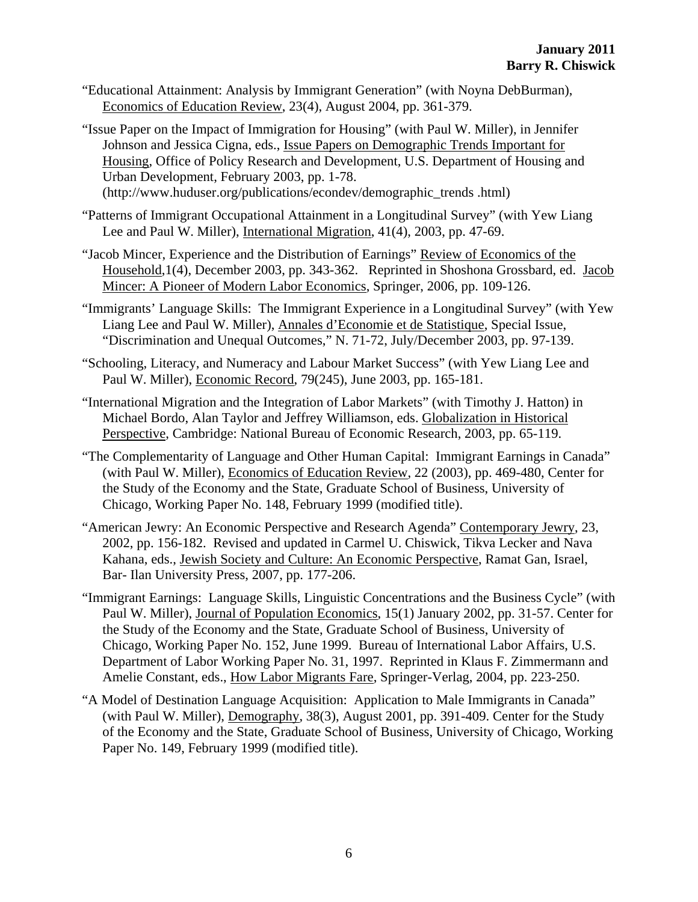"Educational Attainment: Analysis by Immigrant Generation" (with Noyna DebBurman), Economics of Education Review, 23(4), August 2004, pp. 361-379.

"Issue Paper on the Impact of Immigration for Housing" (with Paul W. Miller), in Jennifer Johnson and Jessica Cigna, eds., Issue Papers on Demographic Trends Important for Housing, Office of Policy Research and Development, U.S. Department of Housing and Urban Development, February 2003, pp. 1-78. (http://www.huduser.org/publications/econdev/demographic_trends .html)

"Patterns of Immigrant Occupational Attainment in a Longitudinal Survey" (with Yew Liang Lee and Paul W. Miller), International Migration, 41(4), 2003, pp. 47-69.

"Jacob Mincer, Experience and the Distribution of Earnings" Review of Economics of the Household,1(4), December 2003, pp. 343-362. Reprinted in Shoshona Grossbard, ed. Jacob Mincer: A Pioneer of Modern Labor Economics, Springer, 2006, pp. 109-126.

"Immigrants' Language Skills: The Immigrant Experience in a Longitudinal Survey" (with Yew Liang Lee and Paul W. Miller), Annales d'Economie et de Statistique, Special Issue, "Discrimination and Unequal Outcomes," N. 71-72, July/December 2003, pp. 97-139.

"Schooling, Literacy, and Numeracy and Labour Market Success" (with Yew Liang Lee and Paul W. Miller), Economic Record, 79(245), June 2003, pp. 165-181.

"International Migration and the Integration of Labor Markets" (with Timothy J. Hatton) in Michael Bordo, Alan Taylor and Jeffrey Williamson, eds. Globalization in Historical Perspective, Cambridge: National Bureau of Economic Research, 2003, pp. 65-119.

"The Complementarity of Language and Other Human Capital: Immigrant Earnings in Canada" (with Paul W. Miller), Economics of Education Review, 22 (2003), pp. 469-480, Center for the Study of the Economy and the State, Graduate School of Business, University of Chicago, Working Paper No. 148, February 1999 (modified title).

"American Jewry: An Economic Perspective and Research Agenda" Contemporary Jewry, 23, 2002, pp. 156-182. Revised and updated in Carmel U. Chiswick, Tikva Lecker and Nava Kahana, eds., Jewish Society and Culture: An Economic Perspective, Ramat Gan, Israel, Bar- Ilan University Press, 2007, pp. 177-206.

"Immigrant Earnings: Language Skills, Linguistic Concentrations and the Business Cycle" (with Paul W. Miller), Journal of Population Economics, 15(1) January 2002, pp. 31-57. Center for the Study of the Economy and the State, Graduate School of Business, University of Chicago, Working Paper No. 152, June 1999. Bureau of International Labor Affairs, U.S. Department of Labor Working Paper No. 31, 1997. Reprinted in Klaus F. Zimmermann and Amelie Constant, eds., How Labor Migrants Fare, Springer-Verlag, 2004, pp. 223-250.

"A Model of Destination Language Acquisition: Application to Male Immigrants in Canada" (with Paul W. Miller), Demography, 38(3), August 2001, pp. 391-409. Center for the Study of the Economy and the State, Graduate School of Business, University of Chicago, Working Paper No. 149, February 1999 (modified title).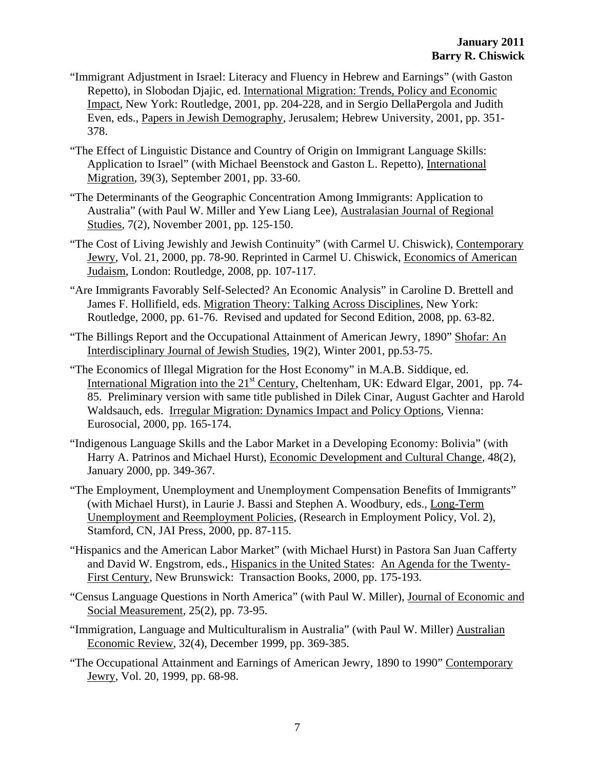"Immigrant Adjustment in Israel: Literacy and Fluency in Hebrew and Earnings" (with Gaston Repetto), in Slobodan Djajic, ed. International Migration: Trends, Policy and Economic Impact, New York: Routledge, 2001, pp. 204-228, and in Sergio DellaPergola and Judith Even, eds., Papers in Jewish Demography, Jerusalem; Hebrew University, 2001, pp. 351-378.

"The Effect of Linguistic Distance and Country of Origin on Immigrant Language Skills: Application to Israel" (with Michael Beenstock and Gaston L. Repetto), International Migration, 39(3), September 2001, pp. 33-60.

"The Determinants of the Geographic Concentration Among Immigrants: Application to Australia" (with Paul W. Miller and Yew Liang Lee), Australasian Journal of Regional Studies, 7(2), November 2001, pp. 125-150.

"The Cost of Living Jewishly and Jewish Continuity" (with Carmel U. Chiswick), Contemporary Jewry, Vol. 21, 2000, pp. 78-90. Reprinted in Carmel U. Chiswick, Economics of American Judaism, London: Routledge, 2008, pp. 107-117.

"Are Immigrants Favorably Self-Selected? An Economic Analysis" in Caroline D. Brettell and James F. Hollifield, eds. Migration Theory: Talking Across Disciplines, New York: Routledge, 2000, pp. 61-76. Revised and updated for Second Edition, 2008, pp. 63-82.

"The Billings Report and the Occupational Attainment of American Jewry, 1890" Shofar: An Interdisciplinary Journal of Jewish Studies, 19(2), Winter 2001, pp.53-75.

"The Economics of Illegal Migration for the Host Economy" in M.A.B. Siddique, ed. International Migration into the 21st Century, Cheltenham, UK: Edward Elgar, 2001, pp. 74-85. Preliminary version with same title published in Dilek Cinar, August Gachter and Harold Waldsauch, eds. Irregular Migration: Dynamics Impact and Policy Options, Vienna: Eurosocial, 2000, pp. 165-174.

"Indigenous Language Skills and the Labor Market in a Developing Economy: Bolivia" (with Harry A. Patrinos and Michael Hurst), Economic Development and Cultural Change, 48(2), January 2000, pp. 349-367.

"The Employment, Unemployment and Unemployment Compensation Benefits of Immigrants" (with Michael Hurst), in Laurie J. Bassi and Stephen A. Woodbury, eds., Long-Term Unemployment and Reemployment Policies, (Research in Employment Policy, Vol. 2), Stamford, CN, JAI Press, 2000, pp. 87-115.

"Hispanics and the American Labor Market" (with Michael Hurst) in Pastora San Juan Cafferty and David W. Engstrom, eds., Hispanics in the United States: An Agenda for the Twenty-First Century, New Brunswick: Transaction Books, 2000, pp. 175-193.

"Census Language Questions in North America" (with Paul W. Miller), Journal of Economic and Social Measurement, 25(2), pp. 73-95.

"Immigration, Language and Multiculturalism in Australia" (with Paul W. Miller) Australian Economic Review, 32(4), December 1999, pp. 369-385.

"The Occupational Attainment and Earnings of American Jewry, 1890 to 1990" Contemporary Jewry, Vol. 20, 1999, pp. 68-98.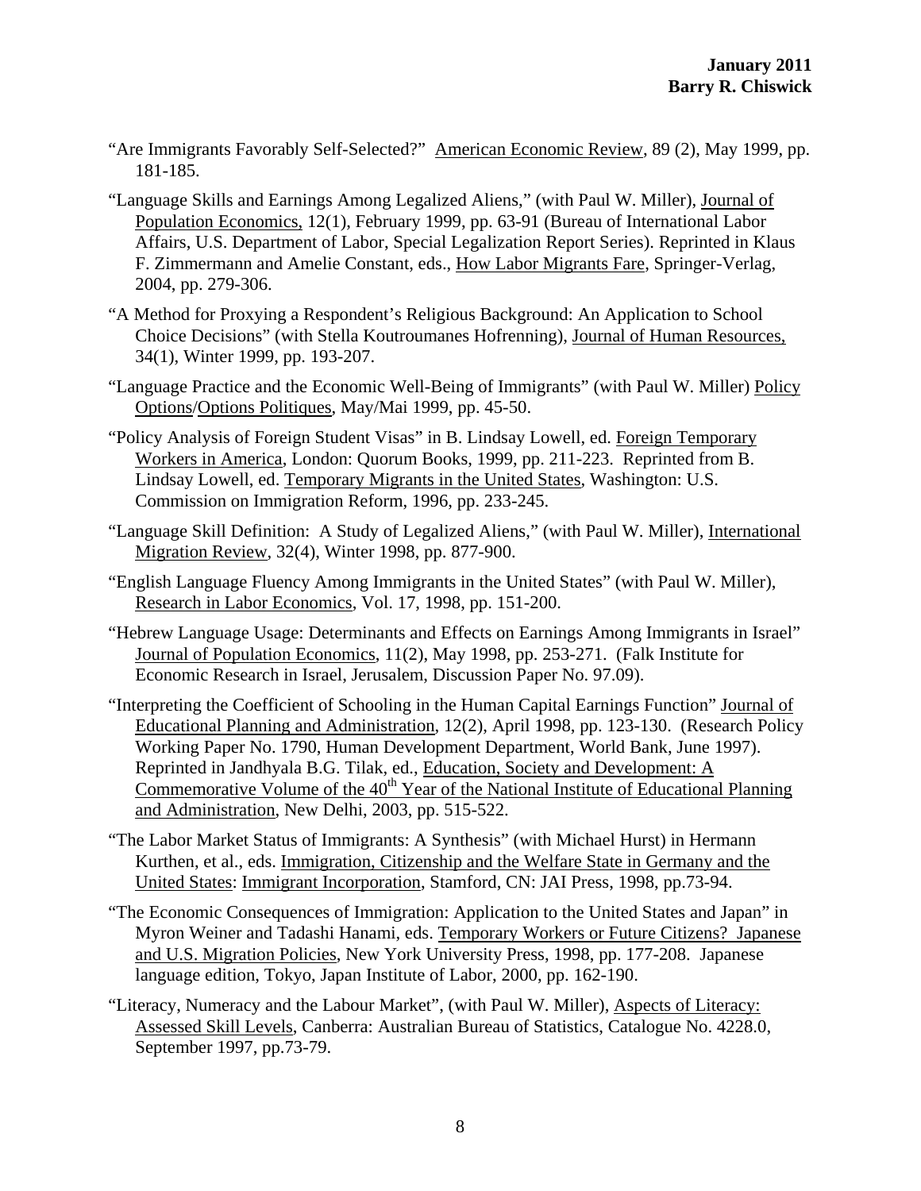"Are Immigrants Favorably Self-Selected?" American Economic Review, 89 (2), May 1999, pp. 181-185.

"Language Skills and Earnings Among Legalized Aliens," (with Paul W. Miller), Journal of Population Economics, 12(1), February 1999, pp. 63-91 (Bureau of International Labor Affairs, U.S. Department of Labor, Special Legalization Report Series). Reprinted in Klaus F. Zimmermann and Amelie Constant, eds., How Labor Migrants Fare, Springer-Verlag, 2004, pp. 279-306.

"A Method for Proxying a Respondent's Religious Background: An Application to School Choice Decisions" (with Stella Koutroumanes Hofrenning), Journal of Human Resources, 34(1), Winter 1999, pp. 193-207.

"Language Practice and the Economic Well-Being of Immigrants" (with Paul W. Miller) Policy Options/Options Politiques, May/Mai 1999, pp. 45-50.

"Policy Analysis of Foreign Student Visas" in B. Lindsay Lowell, ed. Foreign Temporary Workers in America, London: Quorum Books, 1999, pp. 211-223. Reprinted from B. Lindsay Lowell, ed. Temporary Migrants in the United States, Washington: U.S. Commission on Immigration Reform, 1996, pp. 233-245.

"Language Skill Definition: A Study of Legalized Aliens," (with Paul W. Miller), International Migration Review, 32(4), Winter 1998, pp. 877-900.

"English Language Fluency Among Immigrants in the United States" (with Paul W. Miller), Research in Labor Economics, Vol. 17, 1998, pp. 151-200.

"Hebrew Language Usage: Determinants and Effects on Earnings Among Immigrants in Israel" Journal of Population Economics, 11(2), May 1998, pp. 253-271. (Falk Institute for Economic Research in Israel, Jerusalem, Discussion Paper No. 97.09).

"Interpreting the Coefficient of Schooling in the Human Capital Earnings Function" Journal of Educational Planning and Administration, 12(2), April 1998, pp. 123-130. (Research Policy Working Paper No. 1790, Human Development Department, World Bank, June 1997). Reprinted in Jandhyala B.G. Tilak, ed., Education, Society and Development: A Commemorative Volume of the 40th Year of the National Institute of Educational Planning and Administration, New Delhi, 2003, pp. 515-522.

"The Labor Market Status of Immigrants: A Synthesis" (with Michael Hurst) in Hermann Kurthen, et al., eds. Immigration, Citizenship and the Welfare State in Germany and the United States: Immigrant Incorporation, Stamford, CN: JAI Press, 1998, pp.73-94.

"The Economic Consequences of Immigration: Application to the United States and Japan" in Myron Weiner and Tadashi Hanami, eds. Temporary Workers or Future Citizens? Japanese and U.S. Migration Policies, New York University Press, 1998, pp. 177-208. Japanese language edition, Tokyo, Japan Institute of Labor, 2000, pp. 162-190.

"Literacy, Numeracy and the Labour Market", (with Paul W. Miller), Aspects of Literacy: Assessed Skill Levels, Canberra: Australian Bureau of Statistics, Catalogue No. 4228.0, September 1997, pp.73-79.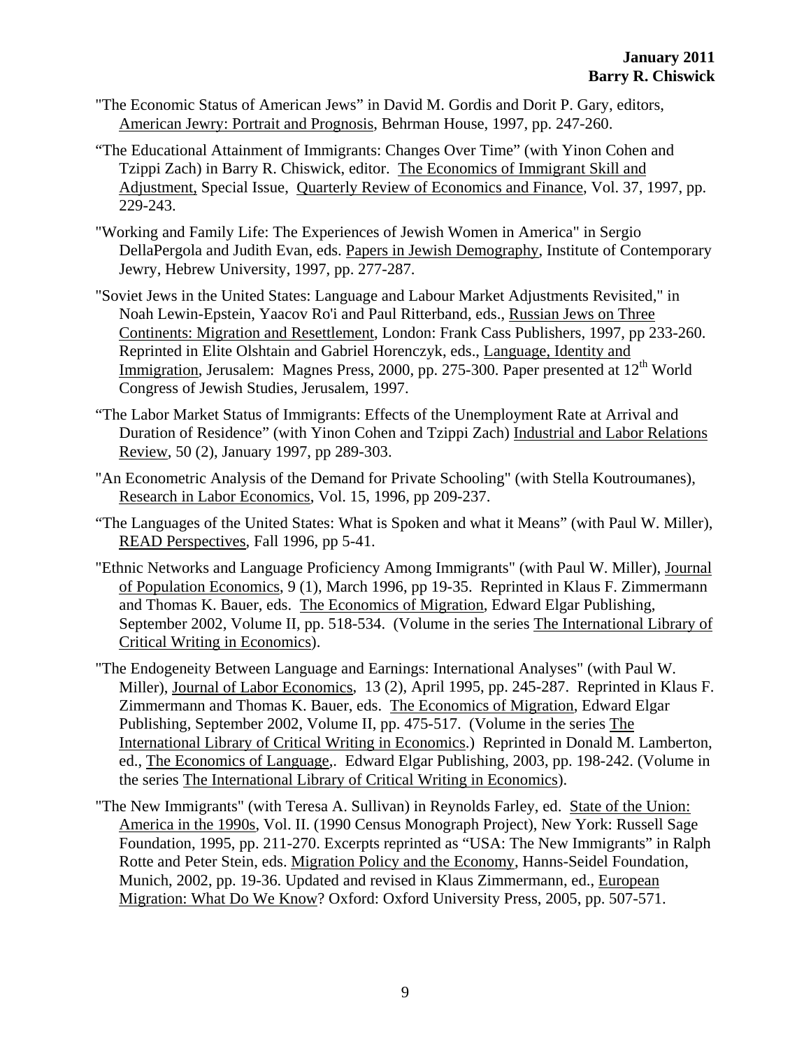"The Economic Status of American Jews" in David M. Gordis and Dorit P. Gary, editors, American Jewry: Portrait and Prognosis, Behrman House, 1997, pp. 247-260.

"The Educational Attainment of Immigrants: Changes Over Time" (with Yinon Cohen and Tzippi Zach) in Barry R. Chiswick, editor. The Economics of Immigrant Skill and Adjustment, Special Issue, Quarterly Review of Economics and Finance, Vol. 37, 1997, pp. 229-243.

"Working and Family Life: The Experiences of Jewish Women in America" in Sergio DellaPergola and Judith Evan, eds. Papers in Jewish Demography, Institute of Contemporary Jewry, Hebrew University, 1997, pp. 277-287.

"Soviet Jews in the United States: Language and Labour Market Adjustments Revisited," in Noah Lewin-Epstein, Yaacov Ro'i and Paul Ritterband, eds., Russian Jews on Three Continents: Migration and Resettlement, London: Frank Cass Publishers, 1997, pp 233-260. Reprinted in Elite Olshtain and Gabriel Horenczyk, eds., Language, Identity and Immigration, Jerusalem: Magnes Press, 2000, pp. 275-300. Paper presented at 12th World Congress of Jewish Studies, Jerusalem, 1997.

"The Labor Market Status of Immigrants: Effects of the Unemployment Rate at Arrival and Duration of Residence" (with Yinon Cohen and Tzippi Zach) Industrial and Labor Relations Review, 50 (2), January 1997, pp 289-303.

"An Econometric Analysis of the Demand for Private Schooling" (with Stella Koutroumanes), Research in Labor Economics, Vol. 15, 1996, pp 209-237.

"The Languages of the United States: What is Spoken and what it Means" (with Paul W. Miller), READ Perspectives, Fall 1996, pp 5-41.

"Ethnic Networks and Language Proficiency Among Immigrants" (with Paul W. Miller), Journal of Population Economics, 9 (1), March 1996, pp 19-35. Reprinted in Klaus F. Zimmermann and Thomas K. Bauer, eds. The Economics of Migration, Edward Elgar Publishing, September 2002, Volume II, pp. 518-534. (Volume in the series The International Library of Critical Writing in Economics).

"The Endogeneity Between Language and Earnings: International Analyses" (with Paul W. Miller), Journal of Labor Economics, 13 (2), April 1995, pp. 245-287. Reprinted in Klaus F. Zimmermann and Thomas K. Bauer, eds. The Economics of Migration, Edward Elgar Publishing, September 2002, Volume II, pp. 475-517. (Volume in the series The International Library of Critical Writing in Economics.) Reprinted in Donald M. Lamberton, ed., The Economics of Language,. Edward Elgar Publishing, 2003, pp. 198-242. (Volume in the series The International Library of Critical Writing in Economics).

"The New Immigrants" (with Teresa A. Sullivan) in Reynolds Farley, ed. State of the Union: America in the 1990s, Vol. II. (1990 Census Monograph Project), New York: Russell Sage Foundation, 1995, pp. 211-270. Excerpts reprinted as "USA: The New Immigrants" in Ralph Rotte and Peter Stein, eds. Migration Policy and the Economy, Hanns-Seidel Foundation, Munich, 2002, pp. 19-36. Updated and revised in Klaus Zimmermann, ed., European Migration: What Do We Know? Oxford: Oxford University Press, 2005, pp. 507-571.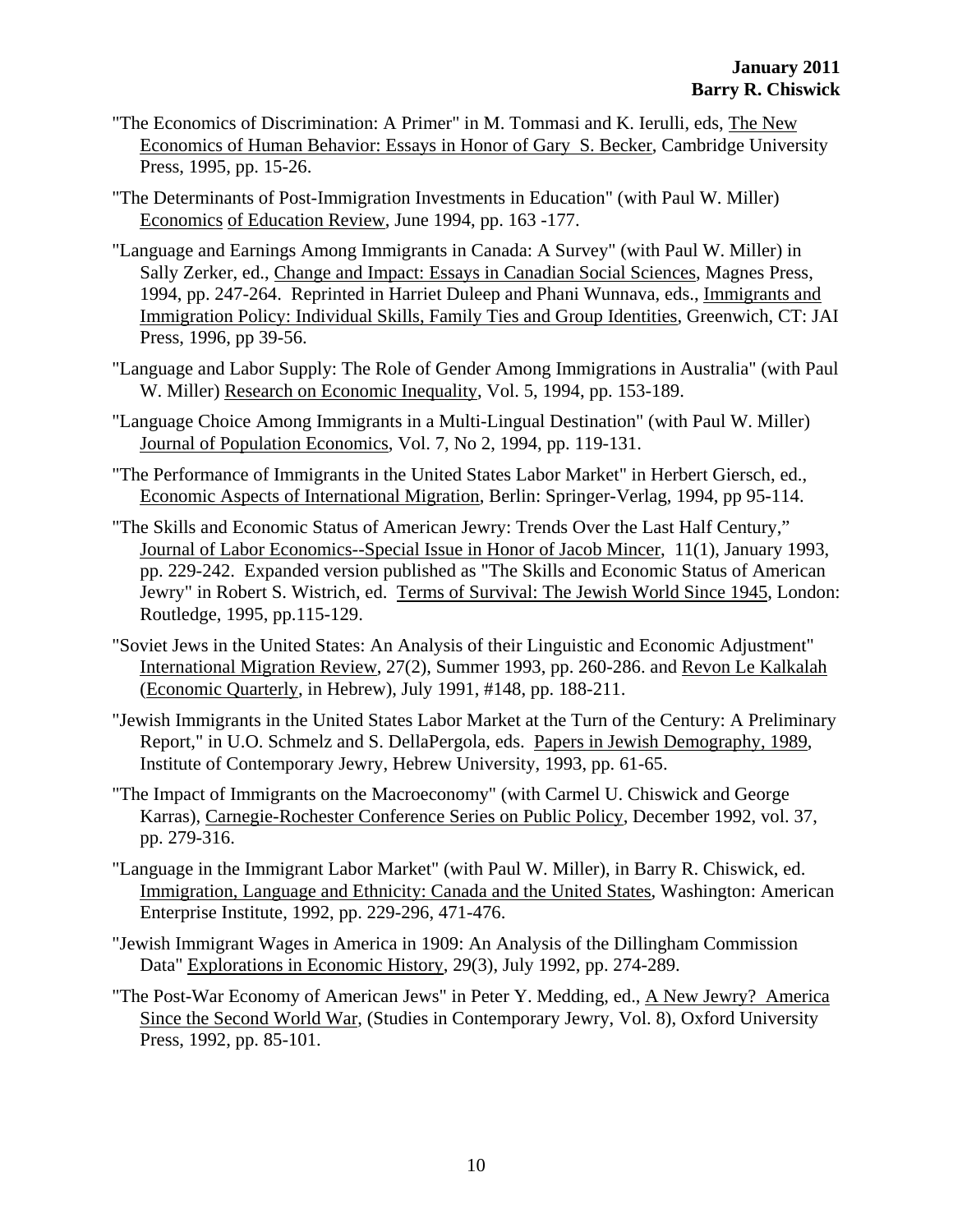"The Economics of Discrimination: A Primer" in M. Tommasi and K. Ierulli, eds, The New Economics of Human Behavior: Essays in Honor of Gary S. Becker, Cambridge University Press, 1995, pp. 15-26.

"The Determinants of Post-Immigration Investments in Education" (with Paul W. Miller) Economics of Education Review, June 1994, pp. 163 -177.

"Language and Earnings Among Immigrants in Canada: A Survey" (with Paul W. Miller) in Sally Zerker, ed., Change and Impact: Essays in Canadian Social Sciences, Magnes Press, 1994, pp. 247-264. Reprinted in Harriet Duleep and Phani Wunnava, eds., Immigrants and Immigration Policy: Individual Skills, Family Ties and Group Identities, Greenwich, CT: JAI Press, 1996, pp 39-56.

"Language and Labor Supply: The Role of Gender Among Immigrations in Australia" (with Paul W. Miller) Research on Economic Inequality, Vol. 5, 1994, pp. 153-189.

"Language Choice Among Immigrants in a Multi-Lingual Destination" (with Paul W. Miller) Journal of Population Economics, Vol. 7, No 2, 1994, pp. 119-131.

"The Performance of Immigrants in the United States Labor Market" in Herbert Giersch, ed., Economic Aspects of International Migration, Berlin: Springer-Verlag, 1994, pp 95-114.

"The Skills and Economic Status of American Jewry: Trends Over the Last Half Century," Journal of Labor Economics--Special Issue in Honor of Jacob Mincer, 11(1), January 1993, pp. 229-242. Expanded version published as "The Skills and Economic Status of American Jewry" in Robert S. Wistrich, ed. Terms of Survival: The Jewish World Since 1945, London: Routledge, 1995, pp.115-129.

"Soviet Jews in the United States: An Analysis of their Linguistic and Economic Adjustment" International Migration Review, 27(2), Summer 1993, pp. 260-286. and Revon Le Kalkalah (Economic Quarterly, in Hebrew), July 1991, #148, pp. 188-211.

"Jewish Immigrants in the United States Labor Market at the Turn of the Century: A Preliminary Report," in U.O. Schmelz and S. DellaPergola, eds. Papers in Jewish Demography, 1989, Institute of Contemporary Jewry, Hebrew University, 1993, pp. 61-65.

"The Impact of Immigrants on the Macroeconomy" (with Carmel U. Chiswick and George Karras), Carnegie-Rochester Conference Series on Public Policy, December 1992, vol. 37, pp. 279-316.

"Language in the Immigrant Labor Market" (with Paul W. Miller), in Barry R. Chiswick, ed. Immigration, Language and Ethnicity: Canada and the United States, Washington: American Enterprise Institute, 1992, pp. 229-296, 471-476.

"Jewish Immigrant Wages in America in 1909: An Analysis of the Dillingham Commission Data" Explorations in Economic History, 29(3), July 1992, pp. 274-289.

"The Post-War Economy of American Jews" in Peter Y. Medding, ed., A New Jewry? America Since the Second World War, (Studies in Contemporary Jewry, Vol. 8), Oxford University Press, 1992, pp. 85-101.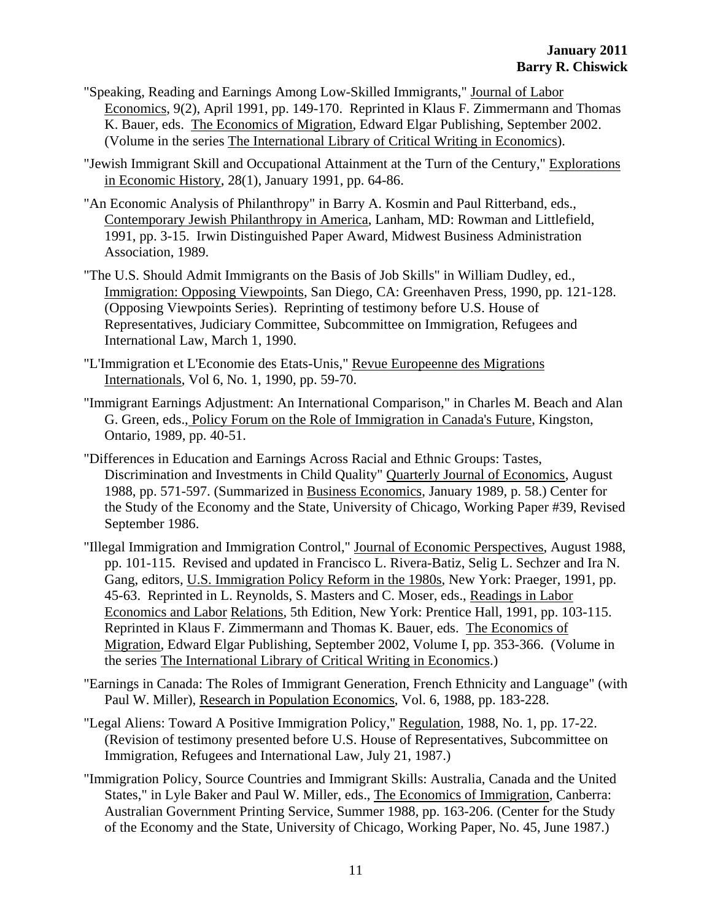"Speaking, Reading and Earnings Among Low-Skilled Immigrants," Journal of Labor Economics, 9(2), April 1991, pp. 149-170. Reprinted in Klaus F. Zimmermann and Thomas K. Bauer, eds. The Economics of Migration, Edward Elgar Publishing, September 2002. (Volume in the series The International Library of Critical Writing in Economics).

"Jewish Immigrant Skill and Occupational Attainment at the Turn of the Century," Explorations in Economic History, 28(1), January 1991, pp. 64-86.

"An Economic Analysis of Philanthropy" in Barry A. Kosmin and Paul Ritterband, eds., Contemporary Jewish Philanthropy in America, Lanham, MD: Rowman and Littlefield, 1991, pp. 3-15. Irwin Distinguished Paper Award, Midwest Business Administration Association, 1989.

"The U.S. Should Admit Immigrants on the Basis of Job Skills" in William Dudley, ed., Immigration: Opposing Viewpoints, San Diego, CA: Greenhaven Press, 1990, pp. 121-128. (Opposing Viewpoints Series). Reprinting of testimony before U.S. House of Representatives, Judiciary Committee, Subcommittee on Immigration, Refugees and International Law, March 1, 1990.

"L'Immigration et L'Economie des Etats-Unis," Revue Europeenne des Migrations Internationals, Vol 6, No. 1, 1990, pp. 59-70.

"Immigrant Earnings Adjustment: An International Comparison," in Charles M. Beach and Alan G. Green, eds., Policy Forum on the Role of Immigration in Canada's Future, Kingston, Ontario, 1989, pp. 40-51.

"Differences in Education and Earnings Across Racial and Ethnic Groups: Tastes, Discrimination and Investments in Child Quality" Quarterly Journal of Economics, August 1988, pp. 571-597. (Summarized in Business Economics, January 1989, p. 58.) Center for the Study of the Economy and the State, University of Chicago, Working Paper #39, Revised September 1986.

"Illegal Immigration and Immigration Control," Journal of Economic Perspectives, August 1988, pp. 101-115. Revised and updated in Francisco L. Rivera-Batiz, Selig L. Sechzer and Ira N. Gang, editors, U.S. Immigration Policy Reform in the 1980s, New York: Praeger, 1991, pp. 45-63. Reprinted in L. Reynolds, S. Masters and C. Moser, eds., Readings in Labor Economics and Labor Relations, 5th Edition, New York: Prentice Hall, 1991, pp. 103-115. Reprinted in Klaus F. Zimmermann and Thomas K. Bauer, eds. The Economics of Migration, Edward Elgar Publishing, September 2002, Volume I, pp. 353-366. (Volume in the series The International Library of Critical Writing in Economics.)

"Earnings in Canada: The Roles of Immigrant Generation, French Ethnicity and Language" (with Paul W. Miller), Research in Population Economics, Vol. 6, 1988, pp. 183-228.

"Legal Aliens: Toward A Positive Immigration Policy," Regulation, 1988, No. 1, pp. 17-22. (Revision of testimony presented before U.S. House of Representatives, Subcommittee on Immigration, Refugees and International Law, July 21, 1987.)

"Immigration Policy, Source Countries and Immigrant Skills: Australia, Canada and the United States," in Lyle Baker and Paul W. Miller, eds., The Economics of Immigration, Canberra: Australian Government Printing Service, Summer 1988, pp. 163-206. (Center for the Study of the Economy and the State, University of Chicago, Working Paper, No. 45, June 1987.)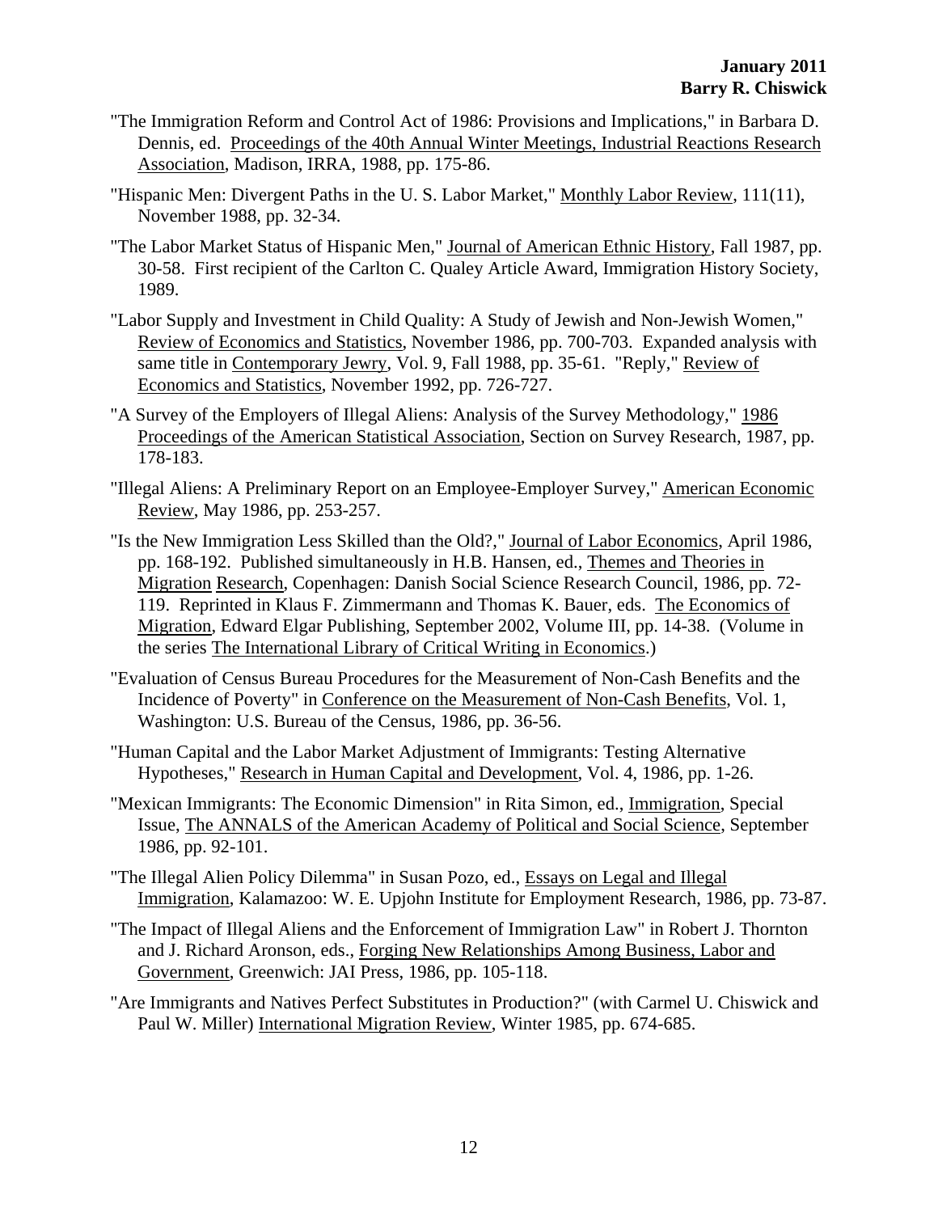"The Immigration Reform and Control Act of 1986: Provisions and Implications," in Barbara D. Dennis, ed. Proceedings of the 40th Annual Winter Meetings, Industrial Reactions Research Association, Madison, IRRA, 1988, pp. 175-86.

"Hispanic Men: Divergent Paths in the U. S. Labor Market," Monthly Labor Review, 111(11), November 1988, pp. 32-34.

"The Labor Market Status of Hispanic Men," Journal of American Ethnic History, Fall 1987, pp. 30-58. First recipient of the Carlton C. Qualey Article Award, Immigration History Society, 1989.

"Labor Supply and Investment in Child Quality: A Study of Jewish and Non-Jewish Women," Review of Economics and Statistics, November 1986, pp. 700-703. Expanded analysis with same title in Contemporary Jewry, Vol. 9, Fall 1988, pp. 35-61. "Reply," Review of Economics and Statistics, November 1992, pp. 726-727.

"A Survey of the Employers of Illegal Aliens: Analysis of the Survey Methodology," 1986 Proceedings of the American Statistical Association, Section on Survey Research, 1987, pp. 178-183.

"Illegal Aliens: A Preliminary Report on an Employee-Employer Survey," American Economic Review, May 1986, pp. 253-257.

"Is the New Immigration Less Skilled than the Old?," Journal of Labor Economics, April 1986, pp. 168-192. Published simultaneously in H.B. Hansen, ed., Themes and Theories in Migration Research, Copenhagen: Danish Social Science Research Council, 1986, pp. 72-119. Reprinted in Klaus F. Zimmermann and Thomas K. Bauer, eds. The Economics of Migration, Edward Elgar Publishing, September 2002, Volume III, pp. 14-38. (Volume in the series The International Library of Critical Writing in Economics.)

"Evaluation of Census Bureau Procedures for the Measurement of Non-Cash Benefits and the Incidence of Poverty" in Conference on the Measurement of Non-Cash Benefits, Vol. 1, Washington: U.S. Bureau of the Census, 1986, pp. 36-56.

"Human Capital and the Labor Market Adjustment of Immigrants: Testing Alternative Hypotheses," Research in Human Capital and Development, Vol. 4, 1986, pp. 1-26.

"Mexican Immigrants: The Economic Dimension" in Rita Simon, ed., Immigration, Special Issue, The ANNALS of the American Academy of Political and Social Science, September 1986, pp. 92-101.

"The Illegal Alien Policy Dilemma" in Susan Pozo, ed., Essays on Legal and Illegal Immigration, Kalamazoo: W. E. Upjohn Institute for Employment Research, 1986, pp. 73-87.

"The Impact of Illegal Aliens and the Enforcement of Immigration Law" in Robert J. Thornton and J. Richard Aronson, eds., Forging New Relationships Among Business, Labor and Government, Greenwich: JAI Press, 1986, pp. 105-118.

"Are Immigrants and Natives Perfect Substitutes in Production?" (with Carmel U. Chiswick and Paul W. Miller) International Migration Review, Winter 1985, pp. 674-685.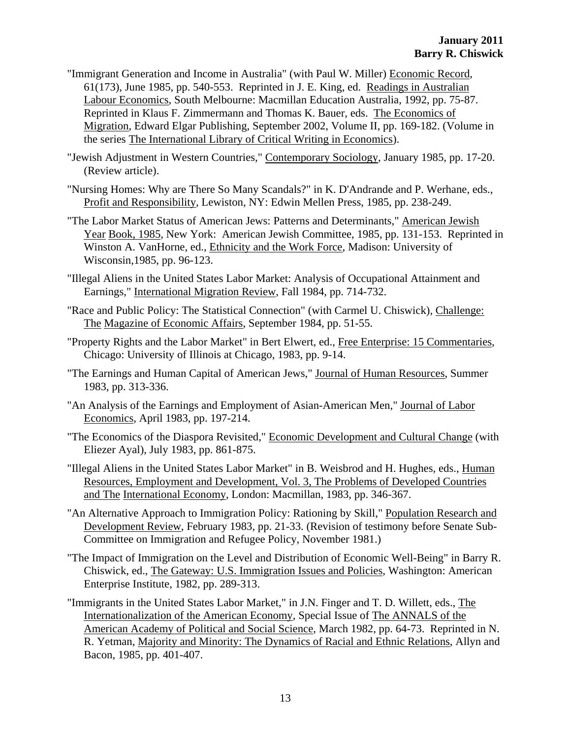"Immigrant Generation and Income in Australia" (with Paul W. Miller) Economic Record, 61(173), June 1985, pp. 540-553. Reprinted in J. E. King, ed. Readings in Australian Labour Economics, South Melbourne: Macmillan Education Australia, 1992, pp. 75-87. Reprinted in Klaus F. Zimmermann and Thomas K. Bauer, eds. The Economics of Migration, Edward Elgar Publishing, September 2002, Volume II, pp. 169-182. (Volume in the series The International Library of Critical Writing in Economics).

"Jewish Adjustment in Western Countries," Contemporary Sociology, January 1985, pp. 17-20. (Review article).

"Nursing Homes: Why are There So Many Scandals?" in K. D'Andrande and P. Werhane, eds., Profit and Responsibility, Lewiston, NY: Edwin Mellen Press, 1985, pp. 238-249.

"The Labor Market Status of American Jews: Patterns and Determinants," American Jewish Year Book, 1985, New York: American Jewish Committee, 1985, pp. 131-153. Reprinted in Winston A. VanHorne, ed., Ethnicity and the Work Force, Madison: University of Wisconsin,1985, pp. 96-123.

"Illegal Aliens in the United States Labor Market: Analysis of Occupational Attainment and Earnings," International Migration Review, Fall 1984, pp. 714-732.

"Race and Public Policy: The Statistical Connection" (with Carmel U. Chiswick), Challenge: The Magazine of Economic Affairs, September 1984, pp. 51-55.

"Property Rights and the Labor Market" in Bert Elwert, ed., Free Enterprise: 15 Commentaries, Chicago: University of Illinois at Chicago, 1983, pp. 9-14.

"The Earnings and Human Capital of American Jews," Journal of Human Resources, Summer 1983, pp. 313-336.

"An Analysis of the Earnings and Employment of Asian-American Men," Journal of Labor Economics, April 1983, pp. 197-214.

"The Economics of the Diaspora Revisited," Economic Development and Cultural Change (with Eliezer Ayal), July 1983, pp. 861-875.

"Illegal Aliens in the United States Labor Market" in B. Weisbrod and H. Hughes, eds., Human Resources, Employment and Development, Vol. 3, The Problems of Developed Countries and The International Economy, London: Macmillan, 1983, pp. 346-367.

"An Alternative Approach to Immigration Policy: Rationing by Skill," Population Research and Development Review, February 1983, pp. 21-33. (Revision of testimony before Senate Sub-Committee on Immigration and Refugee Policy, November 1981.)

"The Impact of Immigration on the Level and Distribution of Economic Well-Being" in Barry R. Chiswick, ed., The Gateway: U.S. Immigration Issues and Policies, Washington: American Enterprise Institute, 1982, pp. 289-313.

"Immigrants in the United States Labor Market," in J.N. Finger and T. D. Willett, eds., The Internationalization of the American Economy, Special Issue of The ANNALS of the American Academy of Political and Social Science, March 1982, pp. 64-73. Reprinted in N. R. Yetman, Majority and Minority: The Dynamics of Racial and Ethnic Relations, Allyn and Bacon, 1985, pp. 401-407.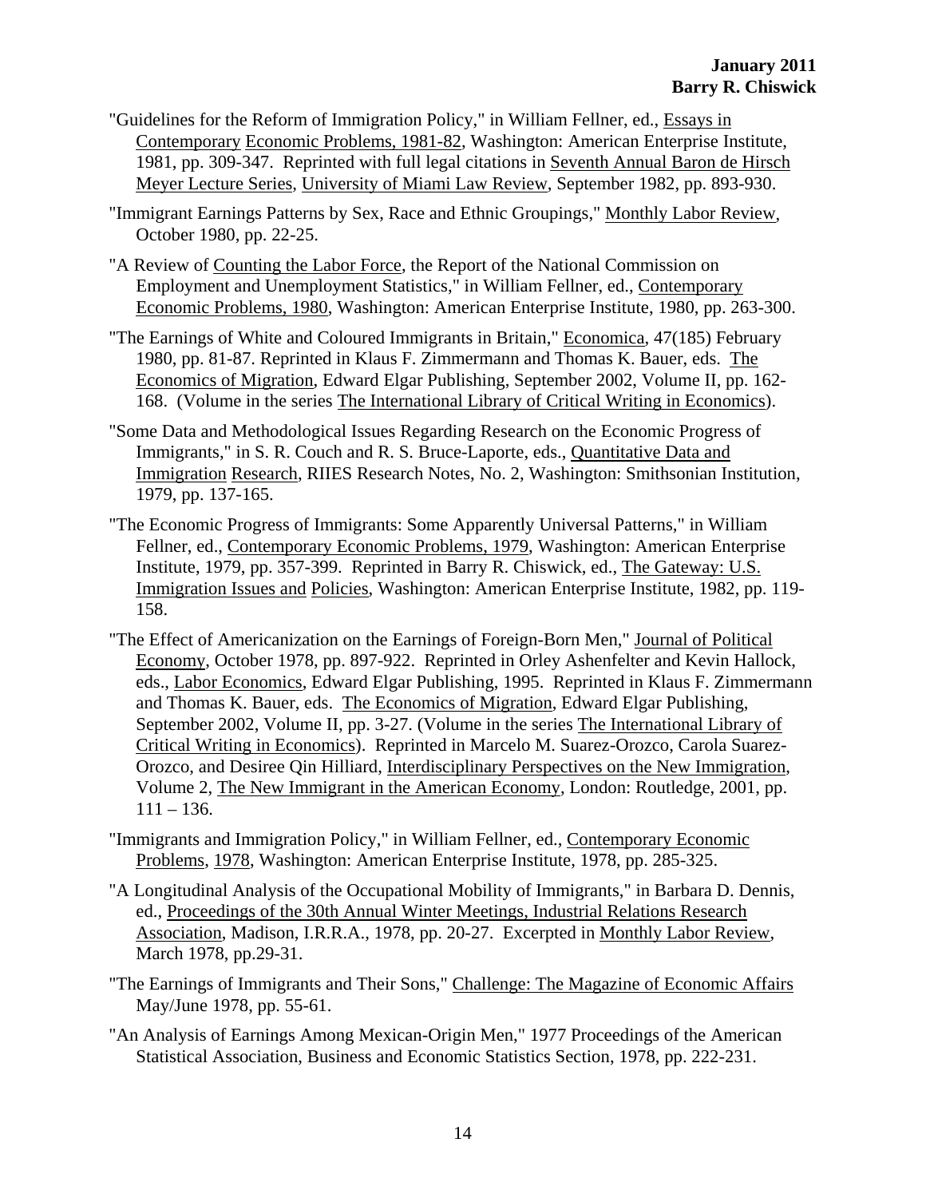"Guidelines for the Reform of Immigration Policy," in William Fellner, ed., Essays in Contemporary Economic Problems, 1981-82, Washington: American Enterprise Institute, 1981, pp. 309-347. Reprinted with full legal citations in Seventh Annual Baron de Hirsch Meyer Lecture Series, University of Miami Law Review, September 1982, pp. 893-930.

"Immigrant Earnings Patterns by Sex, Race and Ethnic Groupings," Monthly Labor Review, October 1980, pp. 22-25.

"A Review of Counting the Labor Force, the Report of the National Commission on Employment and Unemployment Statistics," in William Fellner, ed., Contemporary Economic Problems, 1980, Washington: American Enterprise Institute, 1980, pp. 263-300.

"The Earnings of White and Coloured Immigrants in Britain," Economica, 47(185) February 1980, pp. 81-87. Reprinted in Klaus F. Zimmermann and Thomas K. Bauer, eds. The Economics of Migration, Edward Elgar Publishing, September 2002, Volume II, pp. 162-168. (Volume in the series The International Library of Critical Writing in Economics).

"Some Data and Methodological Issues Regarding Research on the Economic Progress of Immigrants," in S. R. Couch and R. S. Bruce-Laporte, eds., Quantitative Data and Immigration Research, RIIES Research Notes, No. 2, Washington: Smithsonian Institution, 1979, pp. 137-165.

"The Economic Progress of Immigrants: Some Apparently Universal Patterns," in William Fellner, ed., Contemporary Economic Problems, 1979, Washington: American Enterprise Institute, 1979, pp. 357-399. Reprinted in Barry R. Chiswick, ed., The Gateway: U.S. Immigration Issues and Policies, Washington: American Enterprise Institute, 1982, pp. 119-158.

"The Effect of Americanization on the Earnings of Foreign-Born Men," Journal of Political Economy, October 1978, pp. 897-922. Reprinted in Orley Ashenfelter and Kevin Hallock, eds., Labor Economics, Edward Elgar Publishing, 1995. Reprinted in Klaus F. Zimmermann and Thomas K. Bauer, eds. The Economics of Migration, Edward Elgar Publishing, September 2002, Volume II, pp. 3-27. (Volume in the series The International Library of Critical Writing in Economics). Reprinted in Marcelo M. Suarez-Orozco, Carola Suarez-Orozco, and Desiree Qin Hilliard, Interdisciplinary Perspectives on the New Immigration, Volume 2, The New Immigrant in the American Economy, London: Routledge, 2001, pp. 111 – 136.

"Immigrants and Immigration Policy," in William Fellner, ed., Contemporary Economic Problems, 1978, Washington: American Enterprise Institute, 1978, pp. 285-325.

"A Longitudinal Analysis of the Occupational Mobility of Immigrants," in Barbara D. Dennis, ed., Proceedings of the 30th Annual Winter Meetings, Industrial Relations Research Association, Madison, I.R.R.A., 1978, pp. 20-27. Excerpted in Monthly Labor Review, March 1978, pp.29-31.

"The Earnings of Immigrants and Their Sons," Challenge: The Magazine of Economic Affairs May/June 1978, pp. 55-61.

"An Analysis of Earnings Among Mexican-Origin Men," 1977 Proceedings of the American Statistical Association, Business and Economic Statistics Section, 1978, pp. 222-231.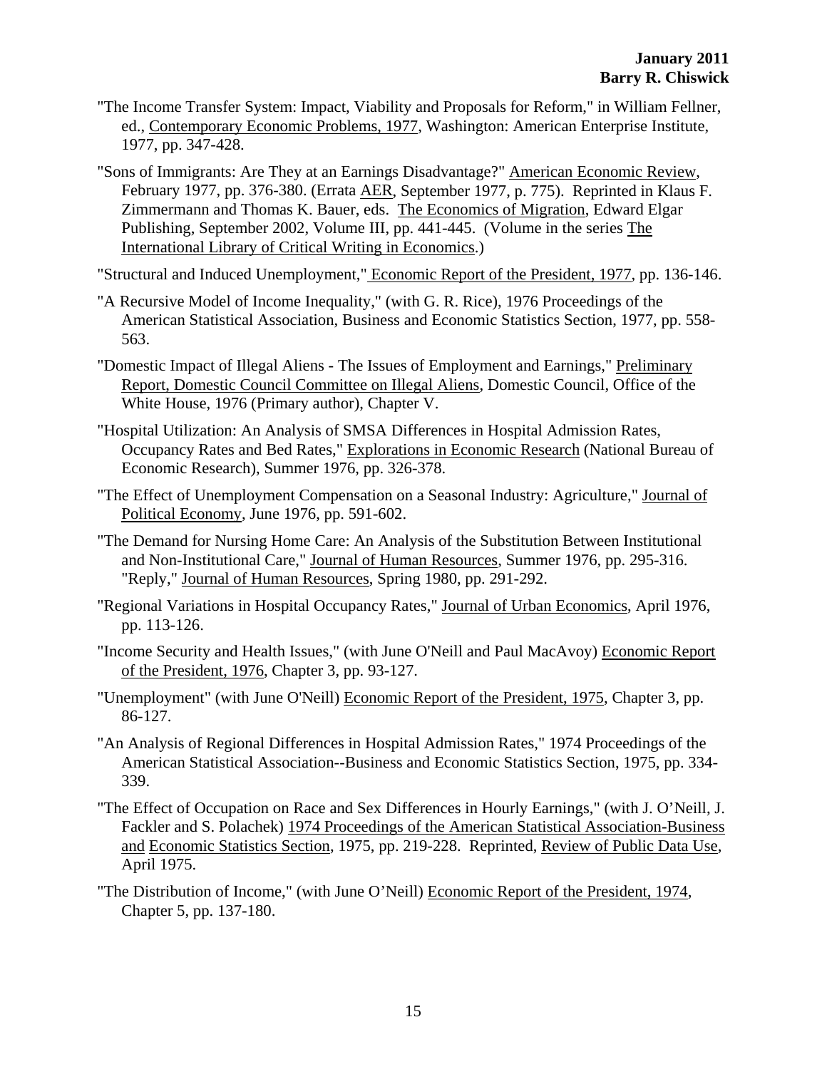"The Income Transfer System: Impact, Viability and Proposals for Reform," in William Fellner, ed., Contemporary Economic Problems, 1977, Washington: American Enterprise Institute, 1977, pp. 347-428.

"Sons of Immigrants: Are They at an Earnings Disadvantage?" American Economic Review, February 1977, pp. 376-380. (Errata AER, September 1977, p. 775). Reprinted in Klaus F. Zimmermann and Thomas K. Bauer, eds. The Economics of Migration, Edward Elgar Publishing, September 2002, Volume III, pp. 441-445. (Volume in the series The International Library of Critical Writing in Economics.)

"Structural and Induced Unemployment," Economic Report of the President, 1977, pp. 136-146.

"A Recursive Model of Income Inequality," (with G. R. Rice), 1976 Proceedings of the American Statistical Association, Business and Economic Statistics Section, 1977, pp. 558-563.

"Domestic Impact of Illegal Aliens - The Issues of Employment and Earnings," Preliminary Report, Domestic Council Committee on Illegal Aliens, Domestic Council, Office of the White House, 1976 (Primary author), Chapter V.

"Hospital Utilization: An Analysis of SMSA Differences in Hospital Admission Rates, Occupancy Rates and Bed Rates," Explorations in Economic Research (National Bureau of Economic Research), Summer 1976, pp. 326-378.

"The Effect of Unemployment Compensation on a Seasonal Industry: Agriculture," Journal of Political Economy, June 1976, pp. 591-602.

"The Demand for Nursing Home Care: An Analysis of the Substitution Between Institutional and Non-Institutional Care," Journal of Human Resources, Summer 1976, pp. 295-316. "Reply," Journal of Human Resources, Spring 1980, pp. 291-292.

"Regional Variations in Hospital Occupancy Rates," Journal of Urban Economics, April 1976, pp. 113-126.

"Income Security and Health Issues," (with June O'Neill and Paul MacAvoy) Economic Report of the President, 1976, Chapter 3, pp. 93-127.

"Unemployment" (with June O'Neill) Economic Report of the President, 1975, Chapter 3, pp. 86-127.

"An Analysis of Regional Differences in Hospital Admission Rates," 1974 Proceedings of the American Statistical Association--Business and Economic Statistics Section, 1975, pp. 334-339.

"The Effect of Occupation on Race and Sex Differences in Hourly Earnings," (with J. O'Neill, J. Fackler and S. Polachek) 1974 Proceedings of the American Statistical Association-Business and Economic Statistics Section, 1975, pp. 219-228. Reprinted, Review of Public Data Use, April 1975.

"The Distribution of Income," (with June O'Neill) Economic Report of the President, 1974, Chapter 5, pp. 137-180.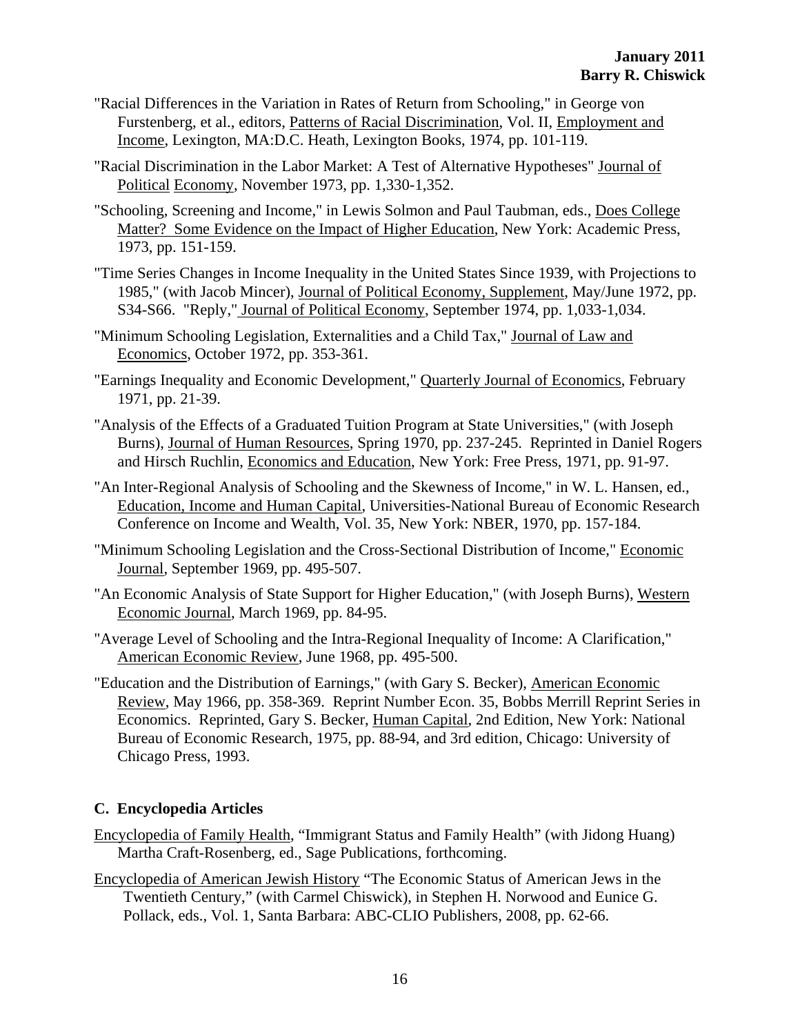"Racial Differences in the Variation in Rates of Return from Schooling," in George von Furstenberg, et al., editors, Patterns of Racial Discrimination, Vol. II, Employment and Income, Lexington, MA:D.C. Heath, Lexington Books, 1974, pp. 101-119.

"Racial Discrimination in the Labor Market: A Test of Alternative Hypotheses" Journal of Political Economy, November 1973, pp. 1,330-1,352.

"Schooling, Screening and Income," in Lewis Solmon and Paul Taubman, eds., Does College Matter? Some Evidence on the Impact of Higher Education, New York: Academic Press, 1973, pp. 151-159.

"Time Series Changes in Income Inequality in the United States Since 1939, with Projections to 1985," (with Jacob Mincer), Journal of Political Economy, Supplement, May/June 1972, pp. S34-S66. "Reply," Journal of Political Economy, September 1974, pp. 1,033-1,034.

"Minimum Schooling Legislation, Externalities and a Child Tax," Journal of Law and Economics, October 1972, pp. 353-361.

"Earnings Inequality and Economic Development," Quarterly Journal of Economics, February 1971, pp. 21-39.

"Analysis of the Effects of a Graduated Tuition Program at State Universities," (with Joseph Burns), Journal of Human Resources, Spring 1970, pp. 237-245. Reprinted in Daniel Rogers and Hirsch Ruchlin, Economics and Education, New York: Free Press, 1971, pp. 91-97.

"An Inter-Regional Analysis of Schooling and the Skewness of Income," in W. L. Hansen, ed., Education, Income and Human Capital, Universities-National Bureau of Economic Research Conference on Income and Wealth, Vol. 35, New York: NBER, 1970, pp. 157-184.

"Minimum Schooling Legislation and the Cross-Sectional Distribution of Income," Economic Journal, September 1969, pp. 495-507.

"An Economic Analysis of State Support for Higher Education," (with Joseph Burns), Western Economic Journal, March 1969, pp. 84-95.

"Average Level of Schooling and the Intra-Regional Inequality of Income: A Clarification," American Economic Review, June 1968, pp. 495-500.

"Education and the Distribution of Earnings," (with Gary S. Becker), American Economic Review, May 1966, pp. 358-369. Reprint Number Econ. 35, Bobbs Merrill Reprint Series in Economics. Reprinted, Gary S. Becker, Human Capital, 2nd Edition, New York: National Bureau of Economic Research, 1975, pp. 88-94, and 3rd edition, Chicago: University of Chicago Press, 1993.

### C. Encyclopedia Articles

Encyclopedia of Family Health, "Immigrant Status and Family Health" (with Jidong Huang) Martha Craft-Rosenberg, ed., Sage Publications, forthcoming.

Encyclopedia of American Jewish History "The Economic Status of American Jews in the Twentieth Century," (with Carmel Chiswick), in Stephen H. Norwood and Eunice G. Pollack, eds., Vol. 1, Santa Barbara: ABC-CLIO Publishers, 2008, pp. 62-66.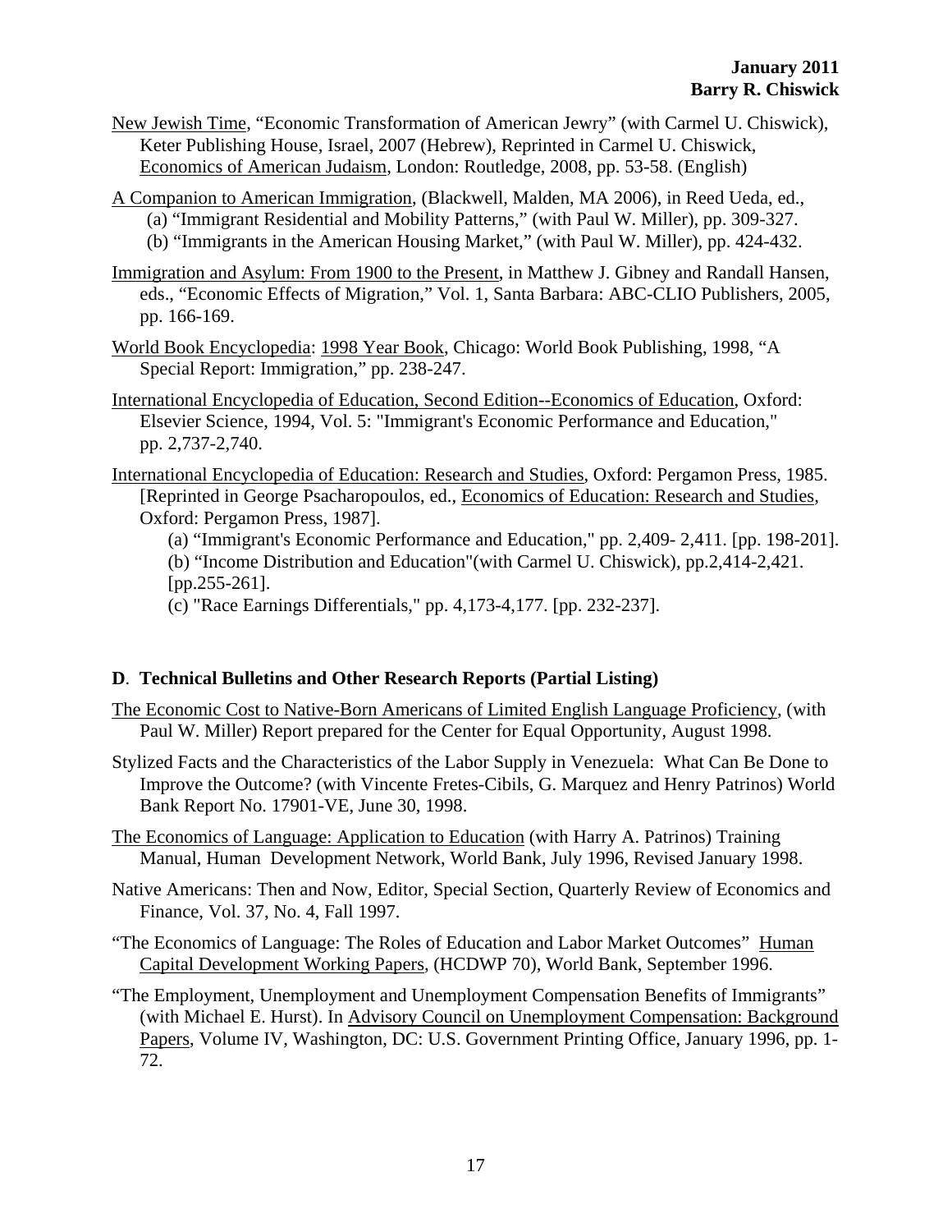New Jewish Time, "Economic Transformation of American Jewry" (with Carmel U. Chiswick), Keter Publishing House, Israel, 2007 (Hebrew), Reprinted in Carmel U. Chiswick, Economics of American Judaism, London: Routledge, 2008, pp. 53-58. (English)

A Companion to American Immigration, (Blackwell, Malden, MA 2006), in Reed Ueda, ed.,
(a) "Immigrant Residential and Mobility Patterns," (with Paul W. Miller), pp. 309-327.
(b) "Immigrants in the American Housing Market," (with Paul W. Miller), pp. 424-432.

Immigration and Asylum: From 1900 to the Present, in Matthew J. Gibney and Randall Hansen, eds., "Economic Effects of Migration," Vol. 1, Santa Barbara: ABC-CLIO Publishers, 2005, pp. 166-169.

World Book Encyclopedia: 1998 Year Book, Chicago: World Book Publishing, 1998, "A Special Report: Immigration," pp. 238-247.

International Encyclopedia of Education, Second Edition--Economics of Education, Oxford: Elsevier Science, 1994, Vol. 5: "Immigrant's Economic Performance and Education," pp. 2,737-2,740.

International Encyclopedia of Education: Research and Studies, Oxford: Pergamon Press, 1985. [Reprinted in George Psacharopoulos, ed., Economics of Education: Research and Studies, Oxford: Pergamon Press, 1987].
(a) "Immigrant's Economic Performance and Education," pp. 2,409- 2,411. [pp. 198-201].
(b) "Income Distribution and Education"(with Carmel U. Chiswick), pp.2,414-2,421. [pp.255-261].
(c) "Race Earnings Differentials," pp. 4,173-4,177. [pp. 232-237].

## D. Technical Bulletins and Other Research Reports (Partial Listing)

The Economic Cost to Native-Born Americans of Limited English Language Proficiency, (with Paul W. Miller) Report prepared for the Center for Equal Opportunity, August 1998.

Stylized Facts and the Characteristics of the Labor Supply in Venezuela: What Can Be Done to Improve the Outcome? (with Vincente Fretes-Cibils, G. Marquez and Henry Patrinos) World Bank Report No. 17901-VE, June 30, 1998.

The Economics of Language: Application to Education (with Harry A. Patrinos) Training Manual, Human Development Network, World Bank, July 1996, Revised January 1998.

Native Americans: Then and Now, Editor, Special Section, Quarterly Review of Economics and Finance, Vol. 37, No. 4, Fall 1997.

"The Economics of Language: The Roles of Education and Labor Market Outcomes" Human Capital Development Working Papers, (HCDWP 70), World Bank, September 1996.

"The Employment, Unemployment and Unemployment Compensation Benefits of Immigrants" (with Michael E. Hurst). In Advisory Council on Unemployment Compensation: Background Papers, Volume IV, Washington, DC: U.S. Government Printing Office, January 1996, pp. 1-72.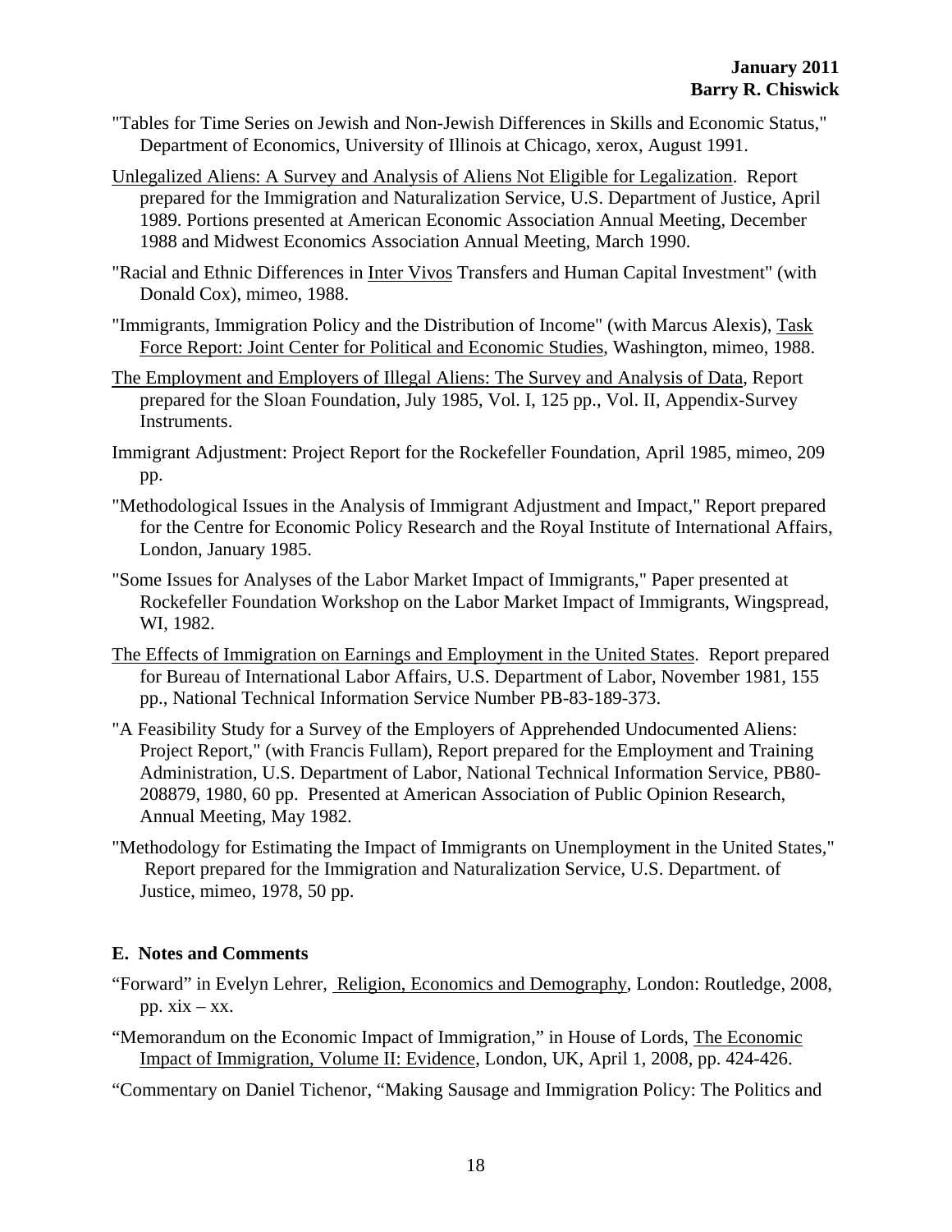"Tables for Time Series on Jewish and Non-Jewish Differences in Skills and Economic Status," Department of Economics, University of Illinois at Chicago, xerox, August 1991.

Unlegalized Aliens: A Survey and Analysis of Aliens Not Eligible for Legalization. Report prepared for the Immigration and Naturalization Service, U.S. Department of Justice, April 1989. Portions presented at American Economic Association Annual Meeting, December 1988 and Midwest Economics Association Annual Meeting, March 1990.

"Racial and Ethnic Differences in Inter Vivos Transfers and Human Capital Investment" (with Donald Cox), mimeo, 1988.

"Immigrants, Immigration Policy and the Distribution of Income" (with Marcus Alexis), Task Force Report: Joint Center for Political and Economic Studies, Washington, mimeo, 1988.

The Employment and Employers of Illegal Aliens: The Survey and Analysis of Data, Report prepared for the Sloan Foundation, July 1985, Vol. I, 125 pp., Vol. II, Appendix-Survey Instruments.

Immigrant Adjustment: Project Report for the Rockefeller Foundation, April 1985, mimeo, 209 pp.

"Methodological Issues in the Analysis of Immigrant Adjustment and Impact," Report prepared for the Centre for Economic Policy Research and the Royal Institute of International Affairs, London, January 1985.

"Some Issues for Analyses of the Labor Market Impact of Immigrants," Paper presented at Rockefeller Foundation Workshop on the Labor Market Impact of Immigrants, Wingspread, WI, 1982.

The Effects of Immigration on Earnings and Employment in the United States. Report prepared for Bureau of International Labor Affairs, U.S. Department of Labor, November 1981, 155 pp., National Technical Information Service Number PB-83-189-373.

"A Feasibility Study for a Survey of the Employers of Apprehended Undocumented Aliens: Project Report," (with Francis Fullam), Report prepared for the Employment and Training Administration, U.S. Department of Labor, National Technical Information Service, PB80-208879, 1980, 60 pp. Presented at American Association of Public Opinion Research, Annual Meeting, May 1982.

"Methodology for Estimating the Impact of Immigrants on Unemployment in the United States," Report prepared for the Immigration and Naturalization Service, U.S. Department. of Justice, mimeo, 1978, 50 pp.

### E. Notes and Comments

"Forward" in Evelyn Lehrer, Religion, Economics and Demography, London: Routledge, 2008, pp. xix – xx.

"Memorandum on the Economic Impact of Immigration," in House of Lords, The Economic Impact of Immigration, Volume II: Evidence, London, UK, April 1, 2008, pp. 424-426.

"Commentary on Daniel Tichenor, "Making Sausage and Immigration Policy: The Politics and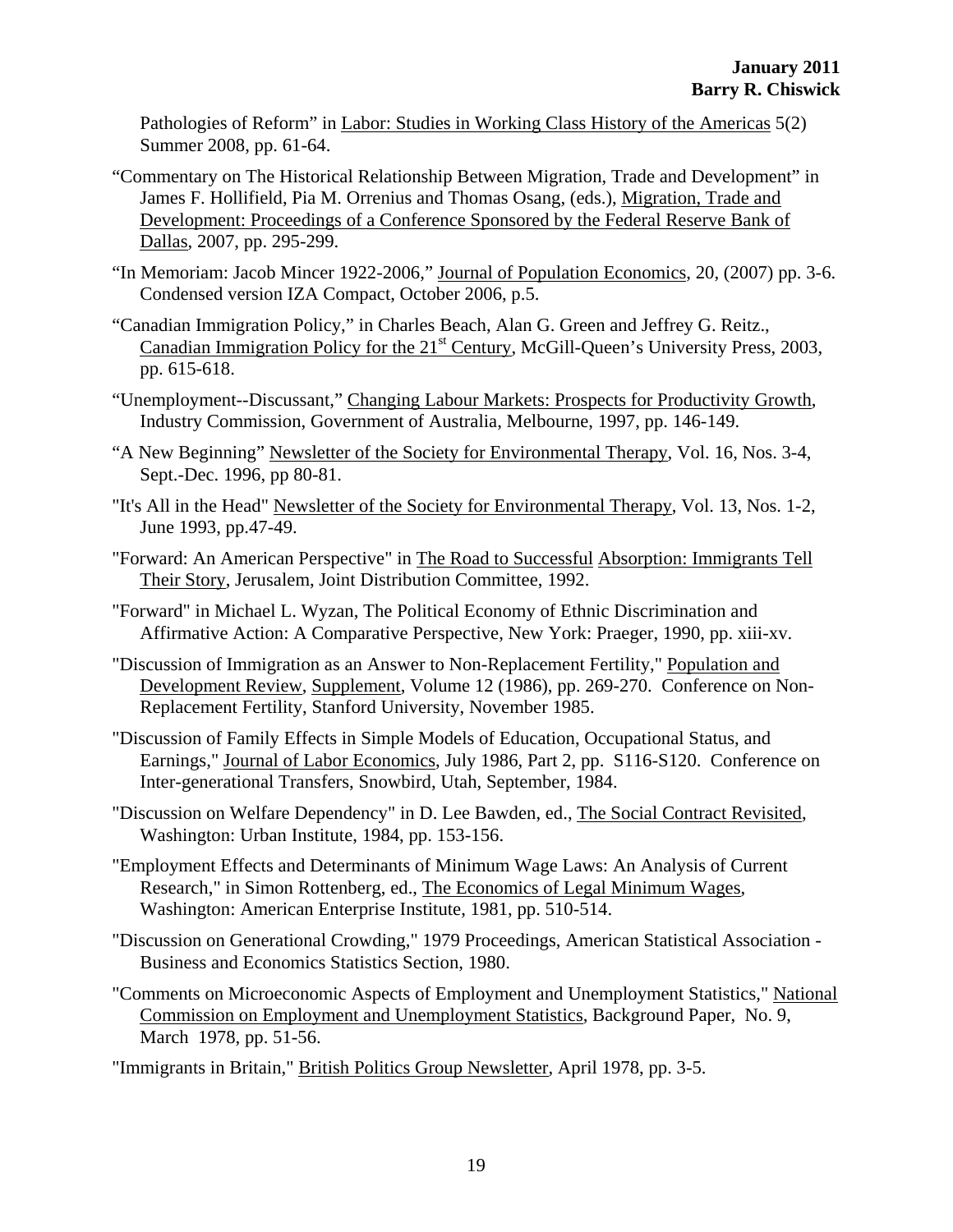Pathologies of Reform" in Labor: Studies in Working Class History of the Americas 5(2) Summer 2008, pp. 61-64.

"Commentary on The Historical Relationship Between Migration, Trade and Development" in James F. Hollifield, Pia M. Orrenius and Thomas Osang, (eds.), Migration, Trade and Development: Proceedings of a Conference Sponsored by the Federal Reserve Bank of Dallas, 2007, pp. 295-299.

"In Memoriam: Jacob Mincer 1922-2006," Journal of Population Economics, 20, (2007) pp. 3-6. Condensed version IZA Compact, October 2006, p.5.

"Canadian Immigration Policy," in Charles Beach, Alan G. Green and Jeffrey G. Reitz., Canadian Immigration Policy for the 21st Century, McGill-Queen's University Press, 2003, pp. 615-618.

"Unemployment--Discussant," Changing Labour Markets: Prospects for Productivity Growth, Industry Commission, Government of Australia, Melbourne, 1997, pp. 146-149.

"A New Beginning" Newsletter of the Society for Environmental Therapy, Vol. 16, Nos. 3-4, Sept.-Dec. 1996, pp 80-81.

"It's All in the Head" Newsletter of the Society for Environmental Therapy, Vol. 13, Nos. 1-2, June 1993, pp.47-49.

"Forward: An American Perspective" in The Road to Successful Absorption: Immigrants Tell Their Story, Jerusalem, Joint Distribution Committee, 1992.

"Forward" in Michael L. Wyzan, The Political Economy of Ethnic Discrimination and Affirmative Action: A Comparative Perspective, New York: Praeger, 1990, pp. xiii-xv.

"Discussion of Immigration as an Answer to Non-Replacement Fertility," Population and Development Review, Supplement, Volume 12 (1986), pp. 269-270. Conference on Non-Replacement Fertility, Stanford University, November 1985.

"Discussion of Family Effects in Simple Models of Education, Occupational Status, and Earnings," Journal of Labor Economics, July 1986, Part 2, pp. S116-S120. Conference on Inter-generational Transfers, Snowbird, Utah, September, 1984.

"Discussion on Welfare Dependency" in D. Lee Bawden, ed., The Social Contract Revisited, Washington: Urban Institute, 1984, pp. 153-156.

"Employment Effects and Determinants of Minimum Wage Laws: An Analysis of Current Research," in Simon Rottenberg, ed., The Economics of Legal Minimum Wages, Washington: American Enterprise Institute, 1981, pp. 510-514.

"Discussion on Generational Crowding," 1979 Proceedings, American Statistical Association - Business and Economics Statistics Section, 1980.

"Comments on Microeconomic Aspects of Employment and Unemployment Statistics," National Commission on Employment and Unemployment Statistics, Background Paper, No. 9, March 1978, pp. 51-56.

"Immigrants in Britain," British Politics Group Newsletter, April 1978, pp. 3-5.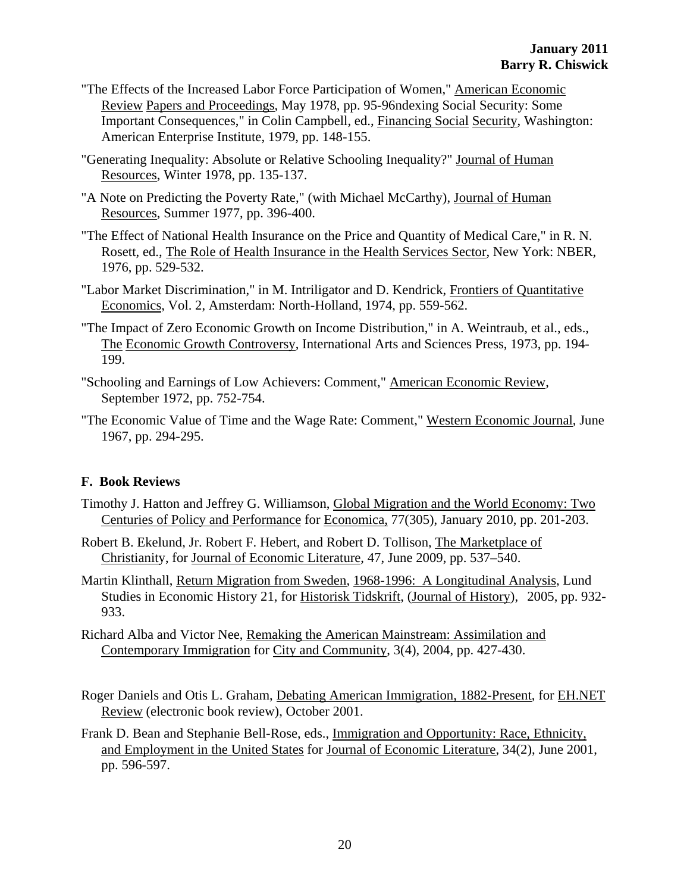"The Effects of the Increased Labor Force Participation of Women," American Economic Review Papers and Proceedings, May 1978, pp. 95-96ndexing Social Security: Some Important Consequences," in Colin Campbell, ed., Financing Social Security, Washington: American Enterprise Institute, 1979, pp. 148-155.

"Generating Inequality: Absolute or Relative Schooling Inequality?" Journal of Human Resources, Winter 1978, pp. 135-137.

"A Note on Predicting the Poverty Rate," (with Michael McCarthy), Journal of Human Resources, Summer 1977, pp. 396-400.

"The Effect of National Health Insurance on the Price and Quantity of Medical Care," in R. N. Rosett, ed., The Role of Health Insurance in the Health Services Sector, New York: NBER, 1976, pp. 529-532.

"Labor Market Discrimination," in M. Intriligator and D. Kendrick, Frontiers of Quantitative Economics, Vol. 2, Amsterdam: North-Holland, 1974, pp. 559-562.

"The Impact of Zero Economic Growth on Income Distribution," in A. Weintraub, et al., eds., The Economic Growth Controversy, International Arts and Sciences Press, 1973, pp. 194-199.

"Schooling and Earnings of Low Achievers: Comment," American Economic Review, September 1972, pp. 752-754.

"The Economic Value of Time and the Wage Rate: Comment," Western Economic Journal, June 1967, pp. 294-295.

### F. Book Reviews

Timothy J. Hatton and Jeffrey G. Williamson, Global Migration and the World Economy: Two Centuries of Policy and Performance for Economica, 77(305), January 2010, pp. 201-203.

Robert B. Ekelund, Jr. Robert F. Hebert, and Robert D. Tollison, The Marketplace of Christianity, for Journal of Economic Literature, 47, June 2009, pp. 537–540.

Martin Klinthall, Return Migration from Sweden, 1968-1996: A Longitudinal Analysis, Lund Studies in Economic History 21, for Historisk Tidskrift, (Journal of History), 2005, pp. 932-933.

Richard Alba and Victor Nee, Remaking the American Mainstream: Assimilation and Contemporary Immigration for City and Community, 3(4), 2004, pp. 427-430.

Roger Daniels and Otis L. Graham, Debating American Immigration, 1882-Present, for EH.NET Review (electronic book review), October 2001.

Frank D. Bean and Stephanie Bell-Rose, eds., Immigration and Opportunity: Race, Ethnicity, and Employment in the United States for Journal of Economic Literature, 34(2), June 2001, pp. 596-597.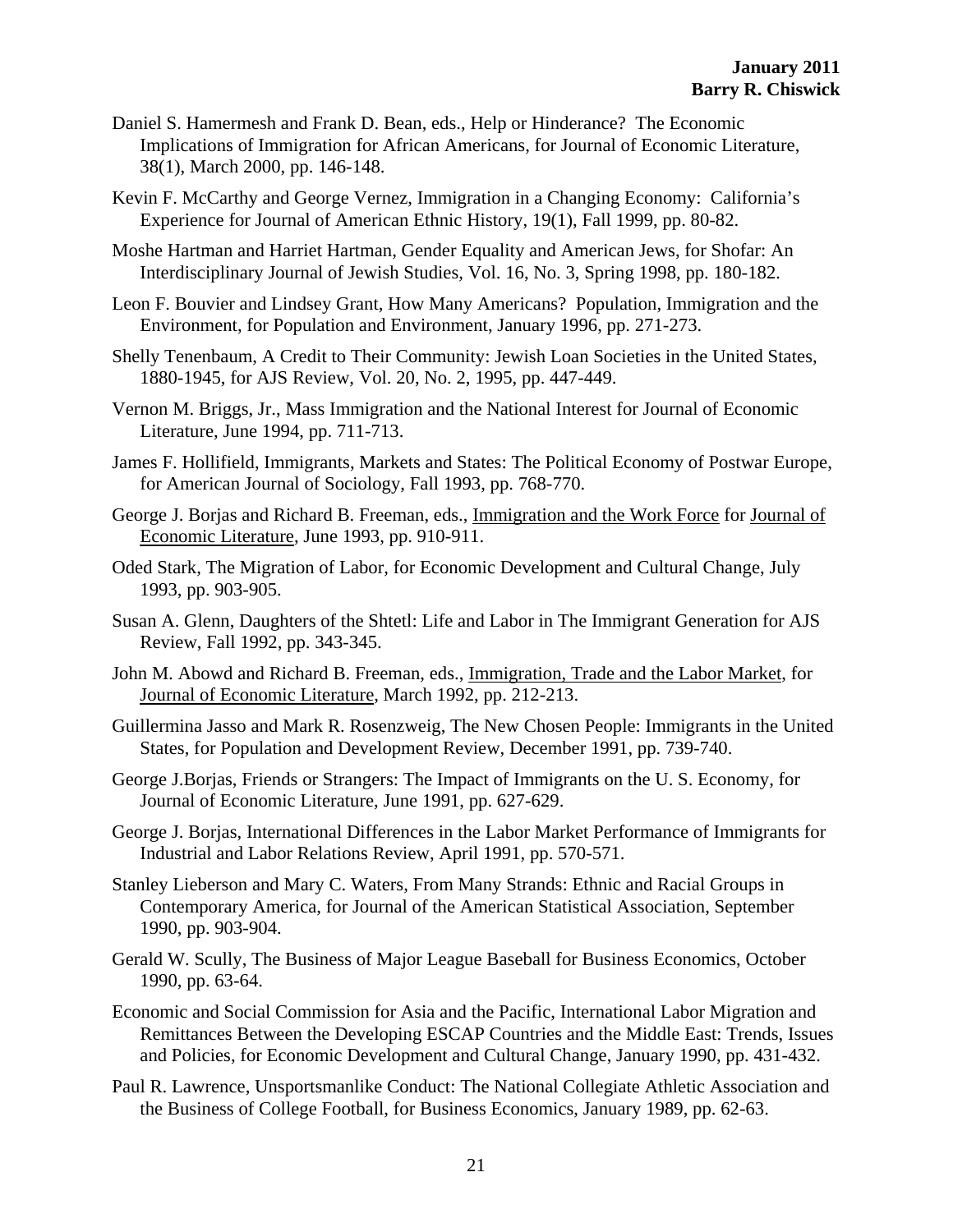Daniel S. Hamermesh and Frank D. Bean, eds., Help or Hinderance? The Economic Implications of Immigration for African Americans, for Journal of Economic Literature, 38(1), March 2000, pp. 146-148.

Kevin F. McCarthy and George Vernez, Immigration in a Changing Economy: California's Experience for Journal of American Ethnic History, 19(1), Fall 1999, pp. 80-82.

Moshe Hartman and Harriet Hartman, Gender Equality and American Jews, for Shofar: An Interdisciplinary Journal of Jewish Studies, Vol. 16, No. 3, Spring 1998, pp. 180-182.

Leon F. Bouvier and Lindsey Grant, How Many Americans? Population, Immigration and the Environment, for Population and Environment, January 1996, pp. 271-273.

Shelly Tenenbaum, A Credit to Their Community: Jewish Loan Societies in the United States, 1880-1945, for AJS Review, Vol. 20, No. 2, 1995, pp. 447-449.

Vernon M. Briggs, Jr., Mass Immigration and the National Interest for Journal of Economic Literature, June 1994, pp. 711-713.

James F. Hollifield, Immigrants, Markets and States: The Political Economy of Postwar Europe, for American Journal of Sociology, Fall 1993, pp. 768-770.

George J. Borjas and Richard B. Freeman, eds., Immigration and the Work Force for Journal of Economic Literature, June 1993, pp. 910-911.

Oded Stark, The Migration of Labor, for Economic Development and Cultural Change, July 1993, pp. 903-905.

Susan A. Glenn, Daughters of the Shtetl: Life and Labor in The Immigrant Generation for AJS Review, Fall 1992, pp. 343-345.

John M. Abowd and Richard B. Freeman, eds., Immigration, Trade and the Labor Market, for Journal of Economic Literature, March 1992, pp. 212-213.

Guillermina Jasso and Mark R. Rosenzweig, The New Chosen People: Immigrants in the United States, for Population and Development Review, December 1991, pp. 739-740.

George J.Borjas, Friends or Strangers: The Impact of Immigrants on the U. S. Economy, for Journal of Economic Literature, June 1991, pp. 627-629.

George J. Borjas, International Differences in the Labor Market Performance of Immigrants for Industrial and Labor Relations Review, April 1991, pp. 570-571.

Stanley Lieberson and Mary C. Waters, From Many Strands: Ethnic and Racial Groups in Contemporary America, for Journal of the American Statistical Association, September 1990, pp. 903-904.

Gerald W. Scully, The Business of Major League Baseball for Business Economics, October 1990, pp. 63-64.

Economic and Social Commission for Asia and the Pacific, International Labor Migration and Remittances Between the Developing ESCAP Countries and the Middle East: Trends, Issues and Policies, for Economic Development and Cultural Change, January 1990, pp. 431-432.

Paul R. Lawrence, Unsportsmanlike Conduct: The National Collegiate Athletic Association and the Business of College Football, for Business Economics, January 1989, pp. 62-63.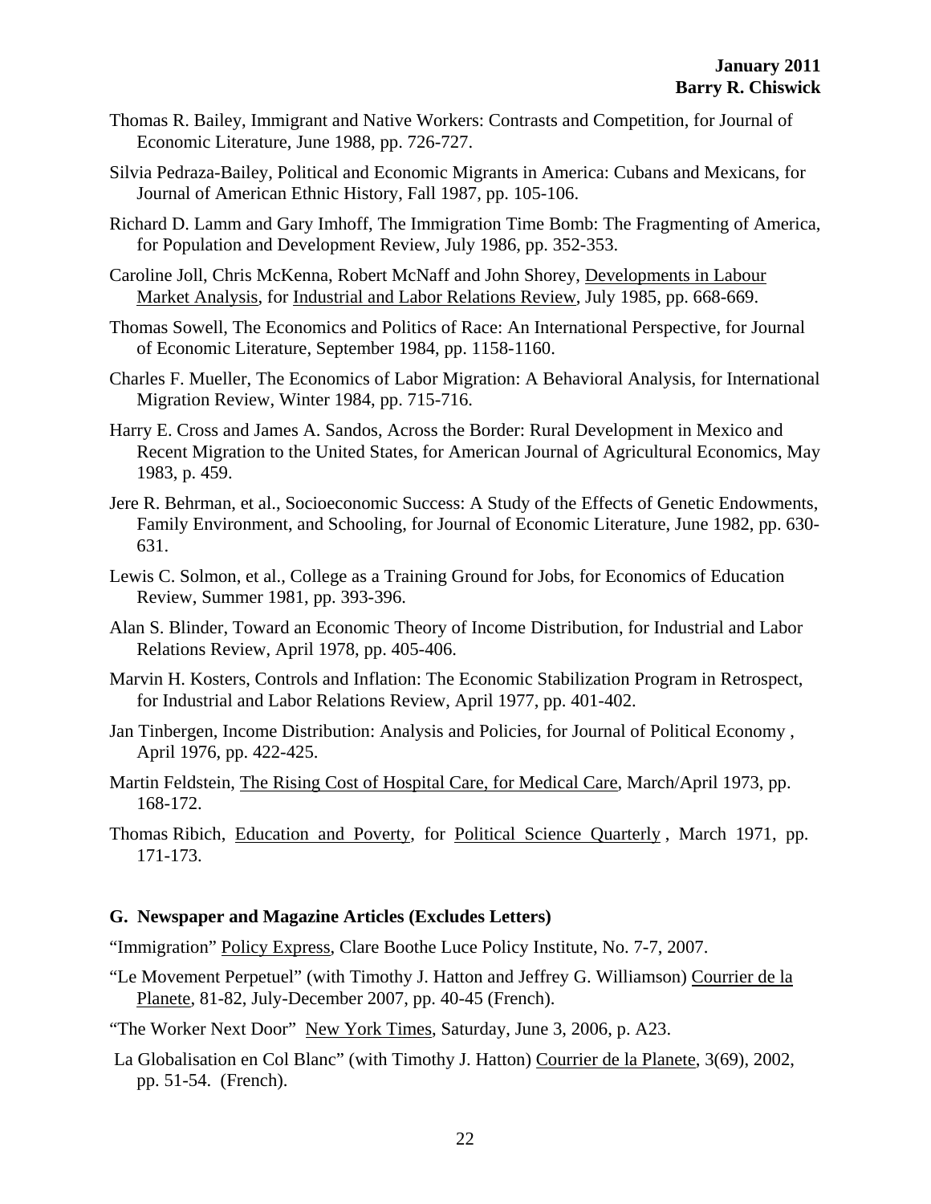Thomas R. Bailey, Immigrant and Native Workers: Contrasts and Competition, for Journal of Economic Literature, June 1988, pp. 726-727.

Silvia Pedraza-Bailey, Political and Economic Migrants in America: Cubans and Mexicans, for Journal of American Ethnic History, Fall 1987, pp. 105-106.

Richard D. Lamm and Gary Imhoff, The Immigration Time Bomb: The Fragmenting of America, for Population and Development Review, July 1986, pp. 352-353.

Caroline Joll, Chris McKenna, Robert McNaff and John Shorey, Developments in Labour Market Analysis, for Industrial and Labor Relations Review, July 1985, pp. 668-669.

Thomas Sowell, The Economics and Politics of Race: An International Perspective, for Journal of Economic Literature, September 1984, pp. 1158-1160.

Charles F. Mueller, The Economics of Labor Migration: A Behavioral Analysis, for International Migration Review, Winter 1984, pp. 715-716.

Harry E. Cross and James A. Sandos, Across the Border: Rural Development in Mexico and Recent Migration to the United States, for American Journal of Agricultural Economics, May 1983, p. 459.

Jere R. Behrman, et al., Socioeconomic Success: A Study of the Effects of Genetic Endowments, Family Environment, and Schooling, for Journal of Economic Literature, June 1982, pp. 630-631.

Lewis C. Solmon, et al., College as a Training Ground for Jobs, for Economics of Education Review, Summer 1981, pp. 393-396.

Alan S. Blinder, Toward an Economic Theory of Income Distribution, for Industrial and Labor Relations Review, April 1978, pp. 405-406.

Marvin H. Kosters, Controls and Inflation: The Economic Stabilization Program in Retrospect, for Industrial and Labor Relations Review, April 1977, pp. 401-402.

Jan Tinbergen, Income Distribution: Analysis and Policies, for Journal of Political Economy , April 1976, pp. 422-425.

Martin Feldstein, The Rising Cost of Hospital Care, for Medical Care, March/April 1973, pp. 168-172.

Thomas Ribich, Education and Poverty, for Political Science Quarterly , March 1971, pp. 171-173.

### G. Newspaper and Magazine Articles (Excludes Letters)

"Immigration" Policy Express, Clare Boothe Luce Policy Institute, No. 7-7, 2007.

"Le Movement Perpetuel" (with Timothy J. Hatton and Jeffrey G. Williamson) Courrier de la Planete, 81-82, July-December 2007, pp. 40-45 (French).

"The Worker Next Door" New York Times, Saturday, June 3, 2006, p. A23.

La Globalisation en Col Blanc" (with Timothy J. Hatton) Courrier de la Planete, 3(69), 2002, pp. 51-54. (French).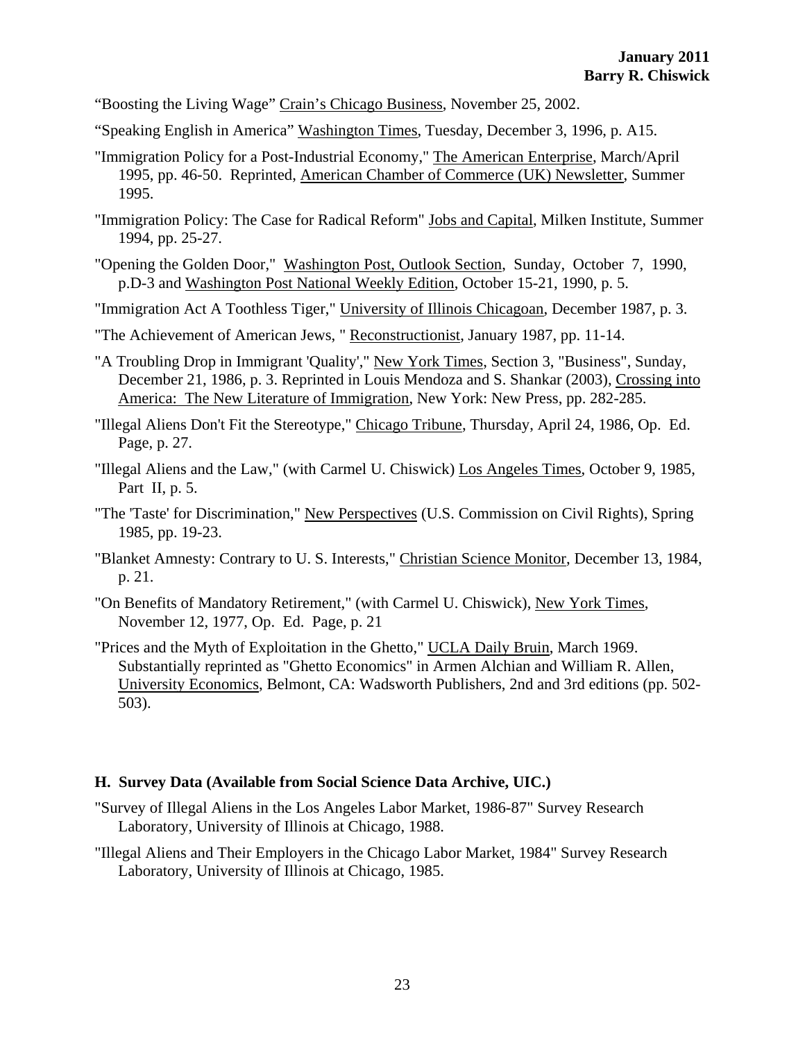"Boosting the Living Wage" Crain's Chicago Business, November 25, 2002.

"Speaking English in America" Washington Times, Tuesday, December 3, 1996, p. A15.

"Immigration Policy for a Post-Industrial Economy," The American Enterprise, March/April 1995, pp. 46-50. Reprinted, American Chamber of Commerce (UK) Newsletter, Summer 1995.

"Immigration Policy: The Case for Radical Reform" Jobs and Capital, Milken Institute, Summer 1994, pp. 25-27.

"Opening the Golden Door," Washington Post, Outlook Section, Sunday, October 7, 1990, p.D-3 and Washington Post National Weekly Edition, October 15-21, 1990, p. 5.

"Immigration Act A Toothless Tiger," University of Illinois Chicagoan, December 1987, p. 3.

"The Achievement of American Jews, " Reconstructionist, January 1987, pp. 11-14.

"A Troubling Drop in Immigrant 'Quality'," New York Times, Section 3, "Business", Sunday, December 21, 1986, p. 3. Reprinted in Louis Mendoza and S. Shankar (2003), Crossing into America: The New Literature of Immigration, New York: New Press, pp. 282-285.

"Illegal Aliens Don't Fit the Stereotype," Chicago Tribune, Thursday, April 24, 1986, Op. Ed. Page, p. 27.

"Illegal Aliens and the Law," (with Carmel U. Chiswick) Los Angeles Times, October 9, 1985, Part II, p. 5.

"The 'Taste' for Discrimination," New Perspectives (U.S. Commission on Civil Rights), Spring 1985, pp. 19-23.

"Blanket Amnesty: Contrary to U. S. Interests," Christian Science Monitor, December 13, 1984, p. 21.

"On Benefits of Mandatory Retirement," (with Carmel U. Chiswick), New York Times, November 12, 1977, Op. Ed. Page, p. 21

"Prices and the Myth of Exploitation in the Ghetto," UCLA Daily Bruin, March 1969. Substantially reprinted as "Ghetto Economics" in Armen Alchian and William R. Allen, University Economics, Belmont, CA: Wadsworth Publishers, 2nd and 3rd editions (pp. 502-503).

## H. Survey Data (Available from Social Science Data Archive, UIC.)

"Survey of Illegal Aliens in the Los Angeles Labor Market, 1986-87" Survey Research Laboratory, University of Illinois at Chicago, 1988.

"Illegal Aliens and Their Employers in the Chicago Labor Market, 1984" Survey Research Laboratory, University of Illinois at Chicago, 1985.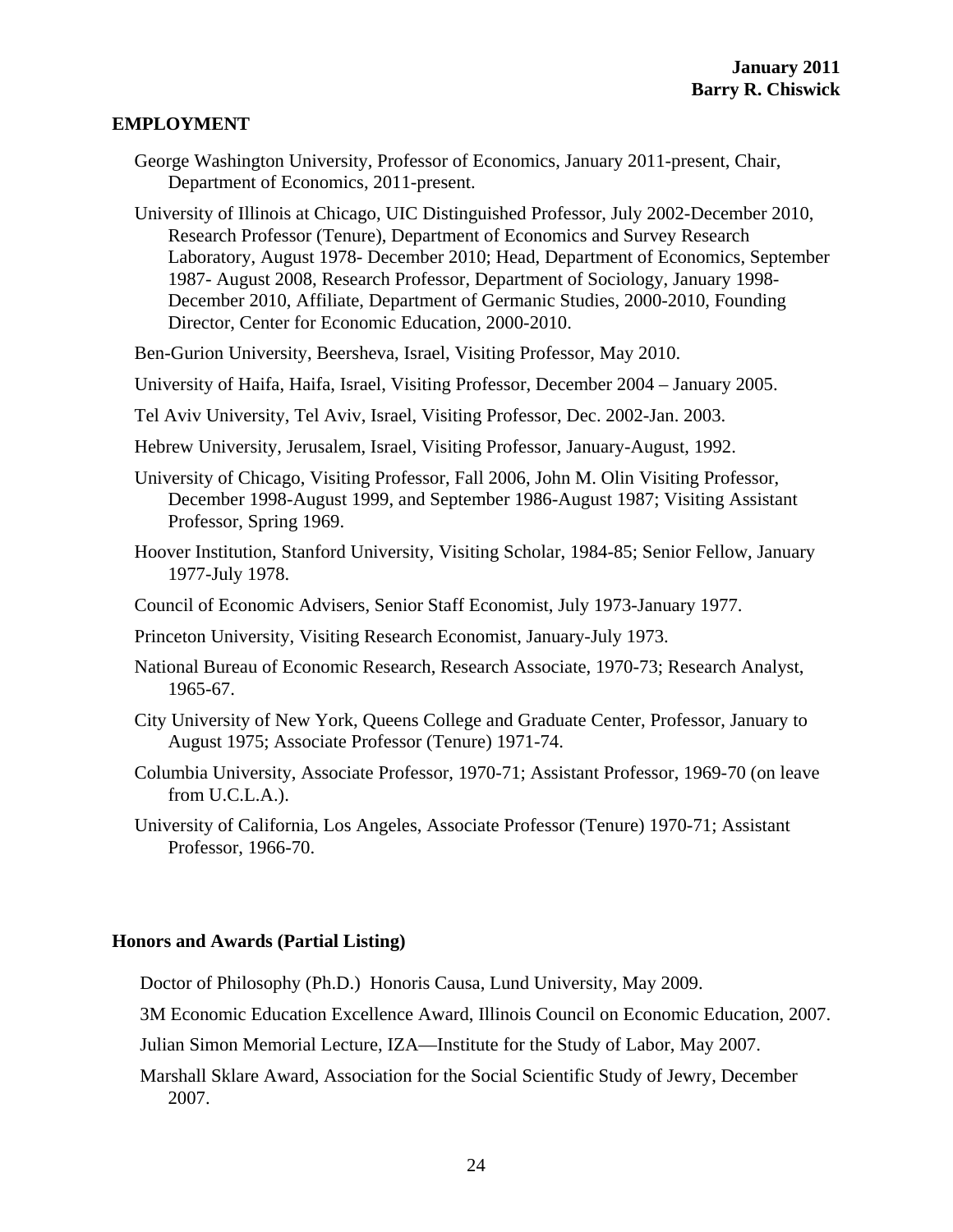## EMPLOYMENT

George Washington University, Professor of Economics, January 2011-present, Chair, Department of Economics, 2011-present.

University of Illinois at Chicago, UIC Distinguished Professor, July 2002-December 2010, Research Professor (Tenure), Department of Economics and Survey Research Laboratory, August 1978- December 2010; Head, Department of Economics, September 1987- August 2008, Research Professor, Department of Sociology, January 1998-December 2010, Affiliate, Department of Germanic Studies, 2000-2010, Founding Director, Center for Economic Education, 2000-2010.

Ben-Gurion University, Beersheva, Israel, Visiting Professor, May 2010.

University of Haifa, Haifa, Israel, Visiting Professor, December 2004 – January 2005.

Tel Aviv University, Tel Aviv, Israel, Visiting Professor, Dec. 2002-Jan. 2003.

Hebrew University, Jerusalem, Israel, Visiting Professor, January-August, 1992.

University of Chicago, Visiting Professor, Fall 2006, John M. Olin Visiting Professor, December 1998-August 1999, and September 1986-August 1987; Visiting Assistant Professor, Spring 1969.

Hoover Institution, Stanford University, Visiting Scholar, 1984-85; Senior Fellow, January 1977-July 1978.

Council of Economic Advisers, Senior Staff Economist, July 1973-January 1977.

Princeton University, Visiting Research Economist, January-July 1973.

National Bureau of Economic Research, Research Associate, 1970-73; Research Analyst, 1965-67.

City University of New York, Queens College and Graduate Center, Professor, January to August 1975; Associate Professor (Tenure) 1971-74.

Columbia University, Associate Professor, 1970-71; Assistant Professor, 1969-70 (on leave from U.C.L.A.).

University of California, Los Angeles, Associate Professor (Tenure) 1970-71; Assistant Professor, 1966-70.

## Honors and Awards (Partial Listing)

Doctor of Philosophy (Ph.D.) Honoris Causa, Lund University, May 2009.

3M Economic Education Excellence Award, Illinois Council on Economic Education, 2007.

Julian Simon Memorial Lecture, IZA—Institute for the Study of Labor, May 2007.

Marshall Sklare Award, Association for the Social Scientific Study of Jewry, December 2007.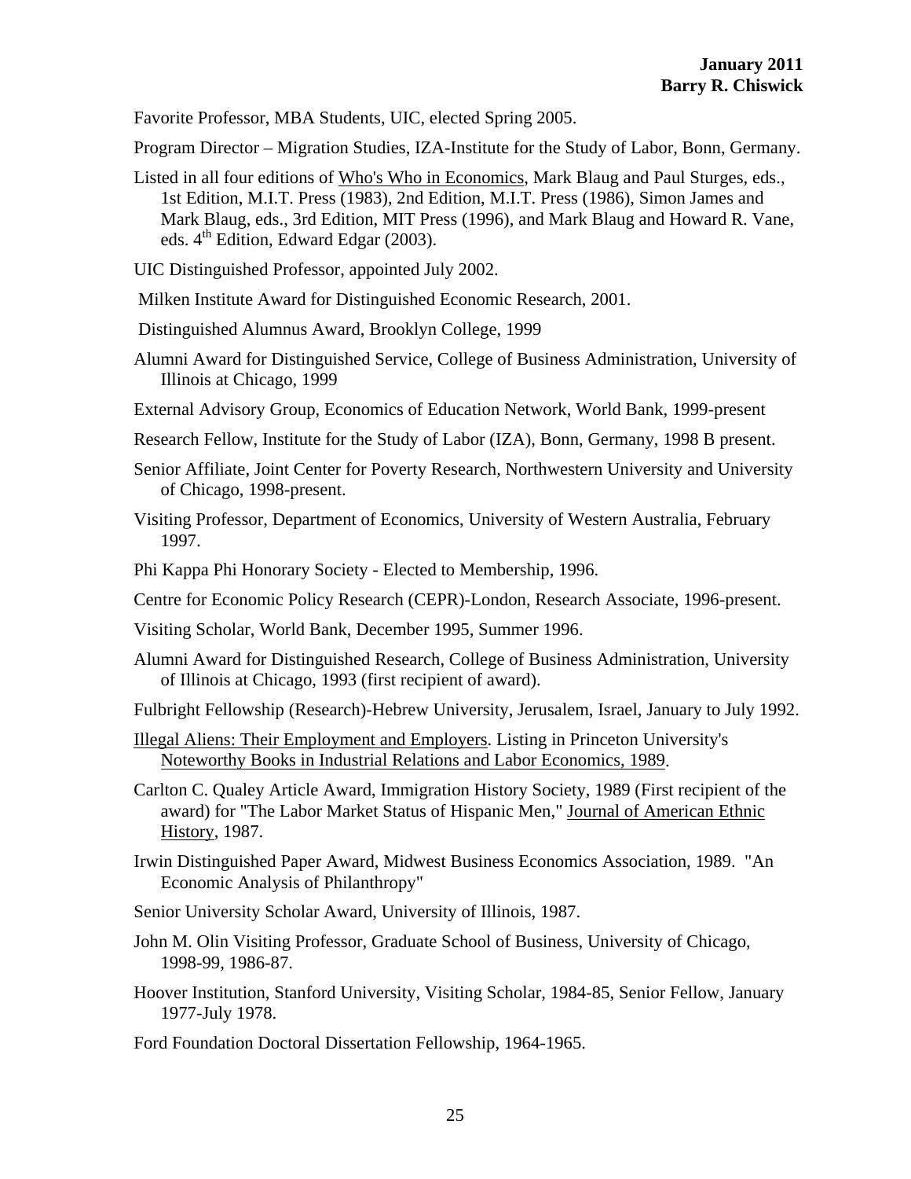Favorite Professor, MBA Students, UIC, elected Spring 2005.

Program Director – Migration Studies, IZA-Institute for the Study of Labor, Bonn, Germany.

Listed in all four editions of Who's Who in Economics, Mark Blaug and Paul Sturges, eds., 1st Edition, M.I.T. Press (1983), 2nd Edition, M.I.T. Press (1986), Simon James and Mark Blaug, eds., 3rd Edition, MIT Press (1996), and Mark Blaug and Howard R. Vane, eds. 4th Edition, Edward Edgar (2003).

UIC Distinguished Professor, appointed July 2002.

Milken Institute Award for Distinguished Economic Research, 2001.

Distinguished Alumnus Award, Brooklyn College, 1999

Alumni Award for Distinguished Service, College of Business Administration, University of Illinois at Chicago, 1999

External Advisory Group, Economics of Education Network, World Bank, 1999-present

Research Fellow, Institute for the Study of Labor (IZA), Bonn, Germany, 1998 B present.

Senior Affiliate, Joint Center for Poverty Research, Northwestern University and University of Chicago, 1998-present.

Visiting Professor, Department of Economics, University of Western Australia, February 1997.

Phi Kappa Phi Honorary Society - Elected to Membership, 1996.

Centre for Economic Policy Research (CEPR)-London, Research Associate, 1996-present.

Visiting Scholar, World Bank, December 1995, Summer 1996.

Alumni Award for Distinguished Research, College of Business Administration, University of Illinois at Chicago, 1993 (first recipient of award).

Fulbright Fellowship (Research)-Hebrew University, Jerusalem, Israel, January to July 1992.

Illegal Aliens: Their Employment and Employers. Listing in Princeton University's Noteworthy Books in Industrial Relations and Labor Economics, 1989.

Carlton C. Qualey Article Award, Immigration History Society, 1989 (First recipient of the award) for "The Labor Market Status of Hispanic Men," Journal of American Ethnic History, 1987.

Irwin Distinguished Paper Award, Midwest Business Economics Association, 1989. "An Economic Analysis of Philanthropy"

Senior University Scholar Award, University of Illinois, 1987.

John M. Olin Visiting Professor, Graduate School of Business, University of Chicago, 1998-99, 1986-87.

Hoover Institution, Stanford University, Visiting Scholar, 1984-85, Senior Fellow, January 1977-July 1978.

Ford Foundation Doctoral Dissertation Fellowship, 1964-1965.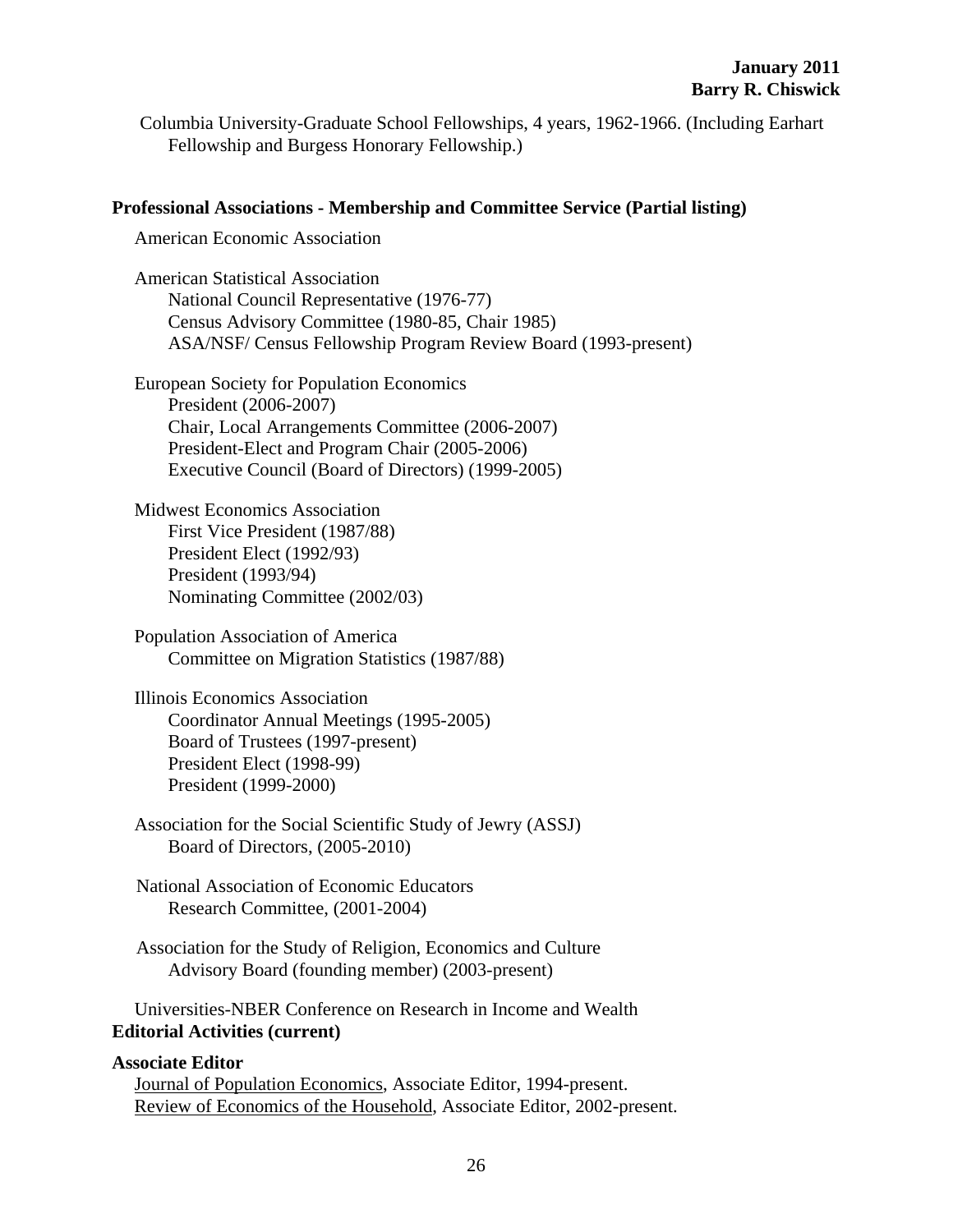Columbia University-Graduate School Fellowships, 4 years, 1962-1966. (Including Earhart Fellowship and Burgess Honorary Fellowship.)

**Professional Associations - Membership and Committee Service (Partial listing)**

American Economic Association

American Statistical Association
- National Council Representative (1976-77)
- Census Advisory Committee (1980-85, Chair 1985)
- ASA/NSF/ Census Fellowship Program Review Board (1993-present)

European Society for Population Economics
- President (2006-2007)
- Chair, Local Arrangements Committee (2006-2007)
- President-Elect and Program Chair (2005-2006)
- Executive Council (Board of Directors) (1999-2005)

Midwest Economics Association
- First Vice President (1987/88)
- President Elect (1992/93)
- President (1993/94)
- Nominating Committee (2002/03)

Population Association of America
- Committee on Migration Statistics (1987/88)

Illinois Economics Association
- Coordinator Annual Meetings (1995-2005)
- Board of Trustees (1997-present)
- President Elect (1998-99)
- President (1999-2000)

Association for the Social Scientific Study of Jewry (ASSJ)
- Board of Directors, (2005-2010)

National Association of Economic Educators
- Research Committee, (2001-2004)

Association for the Study of Religion, Economics and Culture
- Advisory Board (founding member) (2003-present)

Universities-NBER Conference on Research in Income and Wealth

**Editorial Activities (current)**

**Associate Editor**

Journal of Population Economics, Associate Editor, 1994-present.
Review of Economics of the Household, Associate Editor, 2002-present.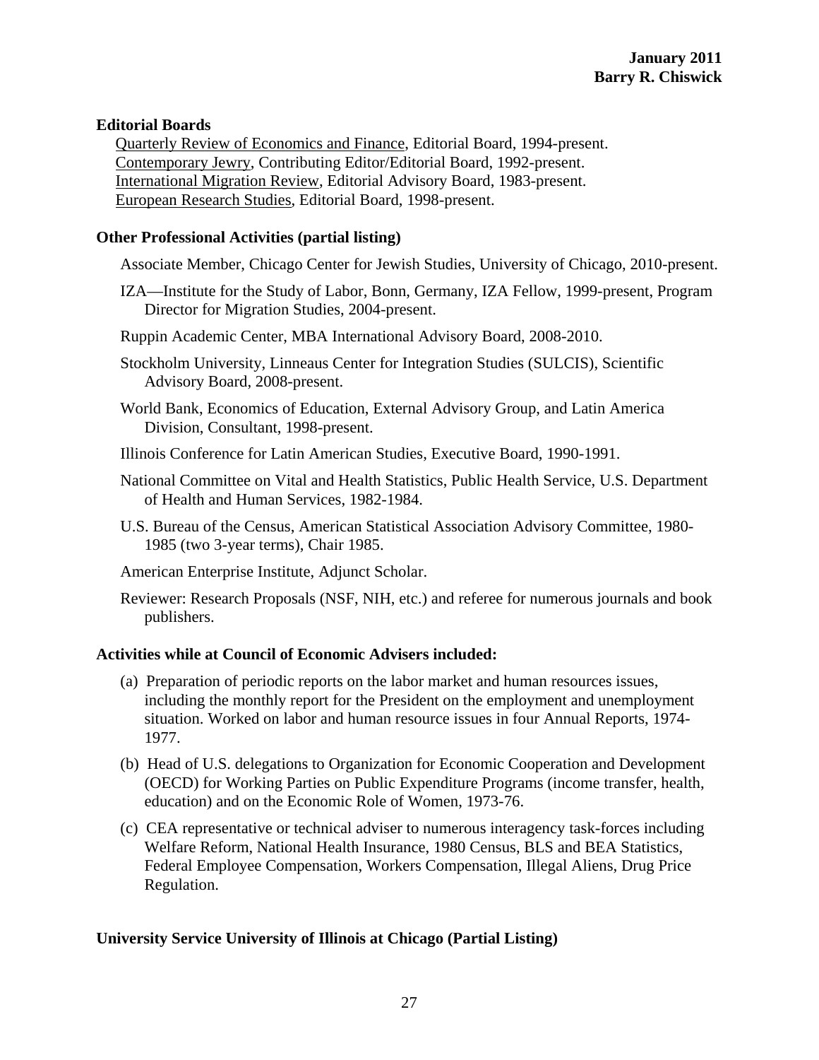### Editorial Boards

Quarterly Review of Economics and Finance, Editorial Board, 1994-present.
Contemporary Jewry, Contributing Editor/Editorial Board, 1992-present.
International Migration Review, Editorial Advisory Board, 1983-present.
European Research Studies, Editorial Board, 1998-present.

### Other Professional Activities (partial listing)

Associate Member, Chicago Center for Jewish Studies, University of Chicago, 2010-present.

IZA—Institute for the Study of Labor, Bonn, Germany, IZA Fellow, 1999-present, Program Director for Migration Studies, 2004-present.

Ruppin Academic Center, MBA International Advisory Board, 2008-2010.

Stockholm University, Linneaus Center for Integration Studies (SULCIS), Scientific Advisory Board, 2008-present.

World Bank, Economics of Education, External Advisory Group, and Latin America Division, Consultant, 1998-present.

Illinois Conference for Latin American Studies, Executive Board, 1990-1991.

National Committee on Vital and Health Statistics, Public Health Service, U.S. Department of Health and Human Services, 1982-1984.

U.S. Bureau of the Census, American Statistical Association Advisory Committee, 1980-1985 (two 3-year terms), Chair 1985.

American Enterprise Institute, Adjunct Scholar.

Reviewer: Research Proposals (NSF, NIH, etc.) and referee for numerous journals and book publishers.

### Activities while at Council of Economic Advisers included:

(a) Preparation of periodic reports on the labor market and human resources issues, including the monthly report for the President on the employment and unemployment situation. Worked on labor and human resource issues in four Annual Reports, 1974-1977.

(b) Head of U.S. delegations to Organization for Economic Cooperation and Development (OECD) for Working Parties on Public Expenditure Programs (income transfer, health, education) and on the Economic Role of Women, 1973-76.

(c) CEA representative or technical adviser to numerous interagency task-forces including Welfare Reform, National Health Insurance, 1980 Census, BLS and BEA Statistics, Federal Employee Compensation, Workers Compensation, Illegal Aliens, Drug Price Regulation.

### University Service University of Illinois at Chicago (Partial Listing)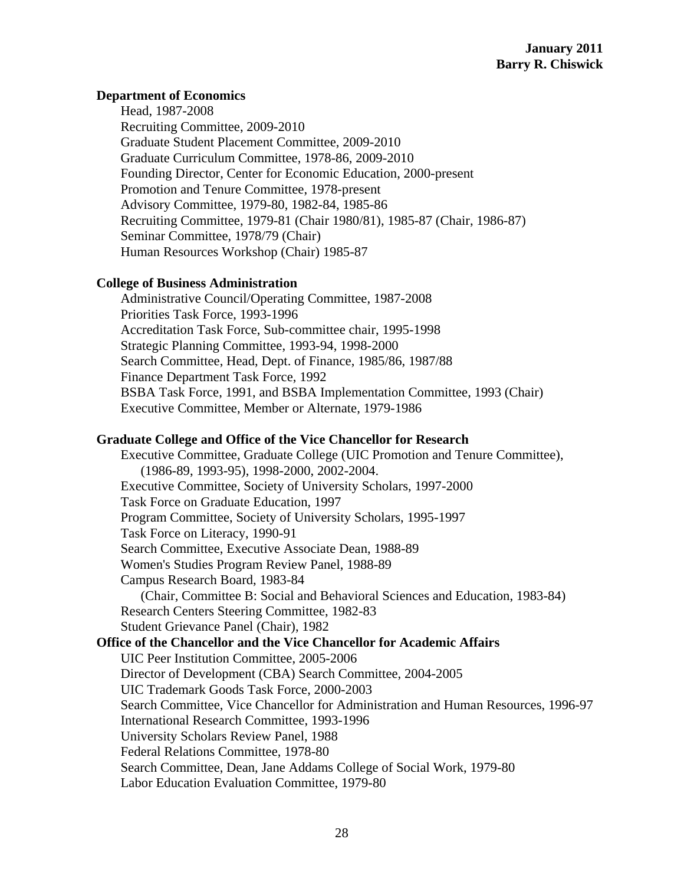**Department of Economics**

Head, 1987-2008
Recruiting Committee, 2009-2010
Graduate Student Placement Committee, 2009-2010
Graduate Curriculum Committee, 1978-86, 2009-2010
Founding Director, Center for Economic Education, 2000-present
Promotion and Tenure Committee, 1978-present
Advisory Committee, 1979-80, 1982-84, 1985-86
Recruiting Committee, 1979-81 (Chair 1980/81), 1985-87 (Chair, 1986-87)
Seminar Committee, 1978/79 (Chair)
Human Resources Workshop (Chair) 1985-87

**College of Business Administration**

Administrative Council/Operating Committee, 1987-2008
Priorities Task Force, 1993-1996
Accreditation Task Force, Sub-committee chair, 1995-1998
Strategic Planning Committee, 1993-94, 1998-2000
Search Committee, Head, Dept. of Finance, 1985/86, 1987/88
Finance Department Task Force, 1992
BSBA Task Force, 1991, and BSBA Implementation Committee, 1993 (Chair)
Executive Committee, Member or Alternate, 1979-1986

**Graduate College and Office of the Vice Chancellor for Research**

Executive Committee, Graduate College (UIC Promotion and Tenure Committee),
(1986-89, 1993-95), 1998-2000, 2002-2004.
Executive Committee, Society of University Scholars, 1997-2000
Task Force on Graduate Education, 1997
Program Committee, Society of University Scholars, 1995-1997
Task Force on Literacy, 1990-91
Search Committee, Executive Associate Dean, 1988-89
Women's Studies Program Review Panel, 1988-89
Campus Research Board, 1983-84
(Chair, Committee B: Social and Behavioral Sciences and Education, 1983-84)
Research Centers Steering Committee, 1982-83
Student Grievance Panel (Chair), 1982

**Office of the Chancellor and the Vice Chancellor for Academic Affairs**

UIC Peer Institution Committee, 2005-2006
Director of Development (CBA) Search Committee, 2004-2005
UIC Trademark Goods Task Force, 2000-2003
Search Committee, Vice Chancellor for Administration and Human Resources, 1996-97
International Research Committee, 1993-1996
University Scholars Review Panel, 1988
Federal Relations Committee, 1978-80
Search Committee, Dean, Jane Addams College of Social Work, 1979-80
Labor Education Evaluation Committee, 1979-80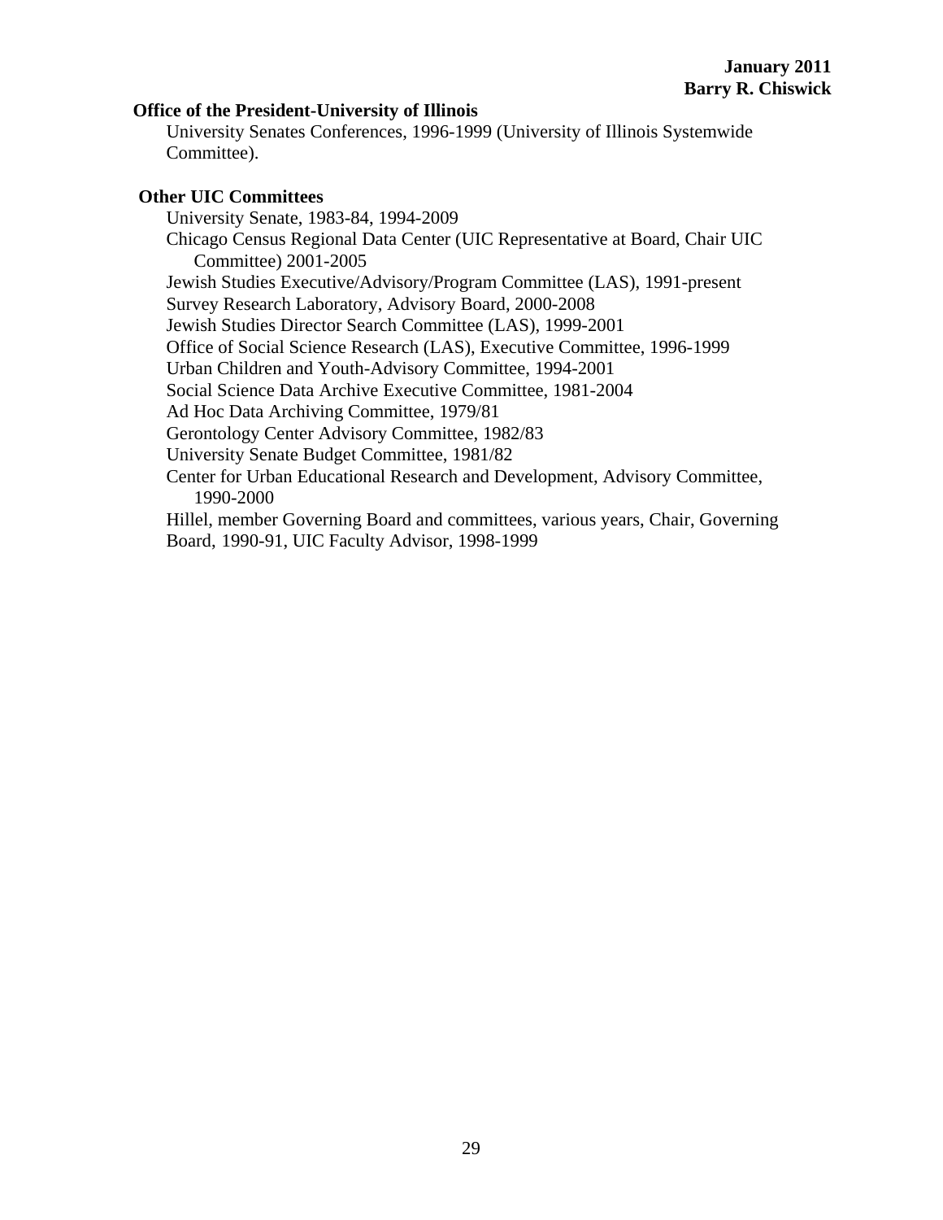**Office of the President-University of Illinois**

University Senates Conferences, 1996-1999 (University of Illinois Systemwide Committee).

**Other UIC Committees**

University Senate, 1983-84, 1994-2009
Chicago Census Regional Data Center (UIC Representative at Board, Chair UIC Committee) 2001-2005
Jewish Studies Executive/Advisory/Program Committee (LAS), 1991-present
Survey Research Laboratory, Advisory Board, 2000-2008
Jewish Studies Director Search Committee (LAS), 1999-2001
Office of Social Science Research (LAS), Executive Committee, 1996-1999
Urban Children and Youth-Advisory Committee, 1994-2001
Social Science Data Archive Executive Committee, 1981-2004
Ad Hoc Data Archiving Committee, 1979/81
Gerontology Center Advisory Committee, 1982/83
University Senate Budget Committee, 1981/82
Center for Urban Educational Research and Development, Advisory Committee, 1990-2000
Hillel, member Governing Board and committees, various years, Chair, Governing Board, 1990-91, UIC Faculty Advisor, 1998-1999